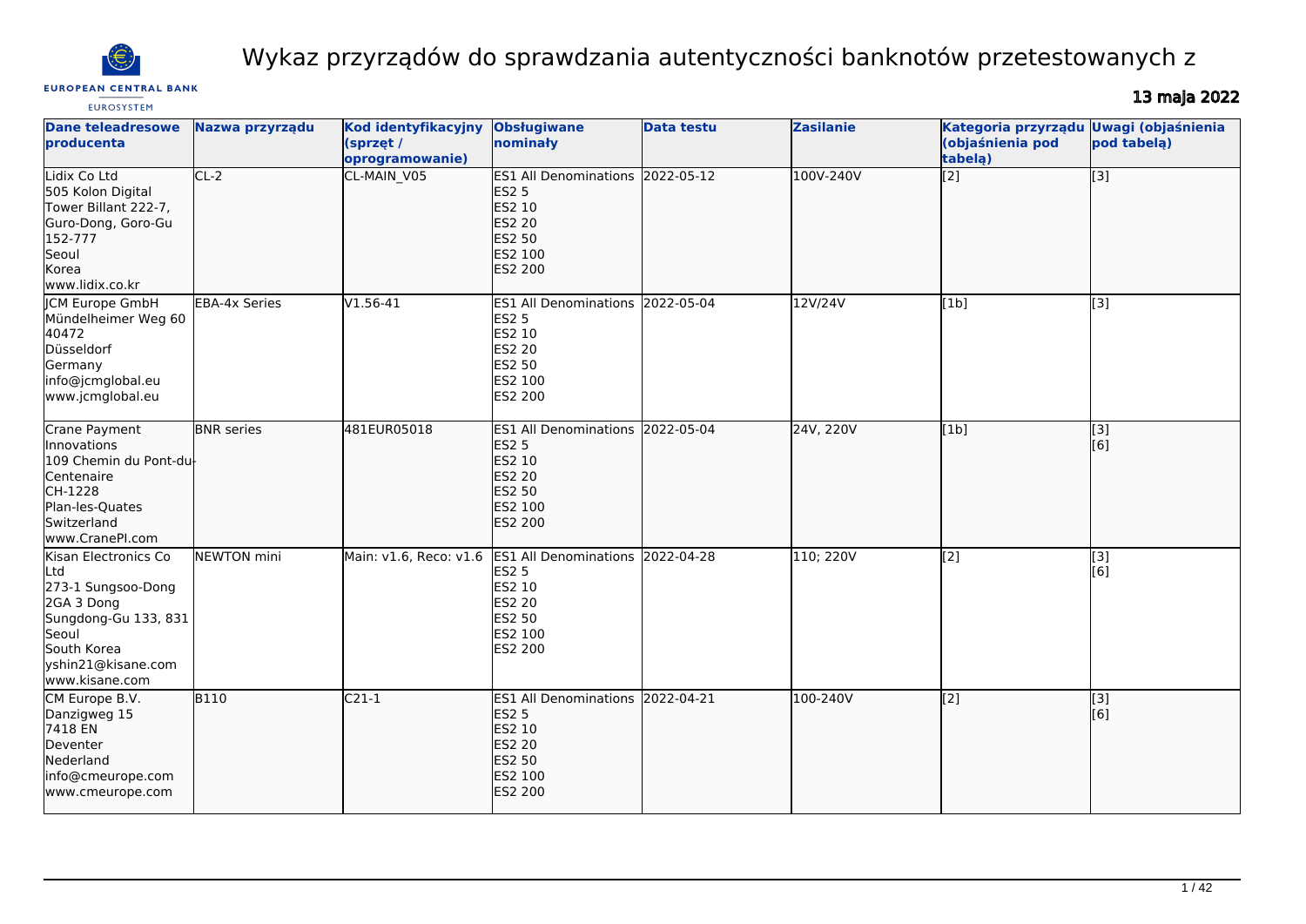# Wykaz przyrządów do sprawdzania autentyczności banknotów przetestowanych z

**13 maja 2022**

| Dane teleadresowe producenta | Nazwa przyrządu | Kod identyfikacyjny (sprzęt / oprogramowanie) | Obsługiwane nominały | Data testu | Zasilanie | Kategoria przyrządu (objaśnienia pod tabelą) | Uwagi (objaśnienia pod tabelą) |
|---|---|---|---|---|---|---|---|
| Lidix Co Ltd<br>505 Kolon Digital Tower Billant 222-7, Guro-Dong, Goro-Gu<br>152-777<br>Seoul<br>Korea<br>www.lidix.co.kr | CL-2 | CL-MAIN_V05 | ES1 All Denominations<br>ES2 5<br>ES2 10<br>ES2 20<br>ES2 50<br>ES2 100<br>ES2 200 | 2022-05-12 | 100V-240V | [2] | [3] |
| JCM Europe GmbH<br>Mündelheimer Weg 60<br>40472<br>Düsseldorf<br>Germany<br>info@jcmglobal.eu<br>www.jcmglobal.eu | EBA-4x Series | V1.56-41 | ES1 All Denominations<br>ES2 5<br>ES2 10<br>ES2 20<br>ES2 50<br>ES2 100<br>ES2 200 | 2022-05-04 | 12V/24V | [1b] | [3] |
| Crane Payment Innovations<br>109 Chemin du Pont-du-Centenaire<br>CH-1228<br>Plan-les-Quates<br>Switzerland<br>www.CranePI.com | BNR series | 481EUR05018 | ES1 All Denominations<br>ES2 5<br>ES2 10<br>ES2 20<br>ES2 50<br>ES2 100<br>ES2 200 | 2022-05-04 | 24V, 220V | [1b] | [3]<br>[6] |
| Kisan Electronics Co Ltd<br>273-1 Sungsoo-Dong 2GA 3 Dong<br>Sungdong-Gu 133, 831<br>Seoul<br>South Korea<br>yshin21@kisane.com<br>www.kisane.com | NEWTON mini | Main: v1.6, Reco: v1.6 | ES1 All Denominations<br>ES2 5<br>ES2 10<br>ES2 20<br>ES2 50<br>ES2 100<br>ES2 200 | 2022-04-28 | 110; 220V | [2] | [3]<br>[6] |
| CM Europe B.V.<br>Danzigweg 15<br>7418 EN<br>Deventer<br>Nederland<br>info@cmeurope.com<br>www.cmeurope.com | B110 | C21-1 | ES1 All Denominations<br>ES2 5<br>ES2 10<br>ES2 20<br>ES2 50<br>ES2 100<br>ES2 200 | 2022-04-21 | 100-240V | [2] | [3]<br>[6] |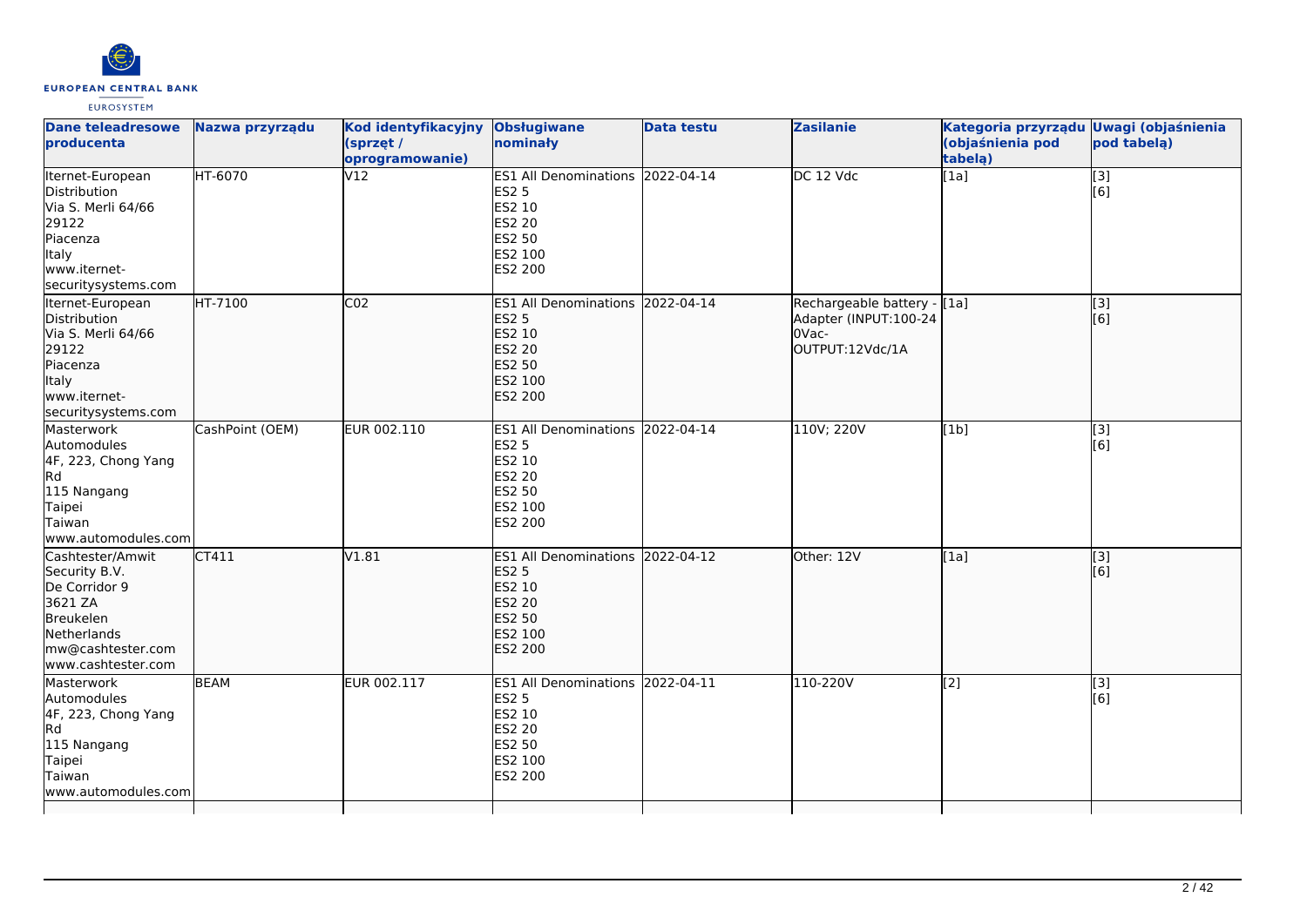| Dane teleadresowe producenta | Nazwa przyrządu | Kod identyfikacyjny (sprzęt / oprogramowanie) | Obsługiwane nominały | Data testu | Zasilanie | Kategoria przyrządu (objaśnienia pod tabelą) | Uwagi (objaśnienia pod tabelą) |
|---|---|---|---|---|---|---|---|
| Iternet-European Distribution<br>Via S. Merli 64/66<br>29122<br>Piacenza<br>Italy<br>www.iternet-securitysystems.com | HT-6070 | V12 | ES1 All Denominations<br>ES2 5<br>ES2 10<br>ES2 20<br>ES2 50<br>ES2 100<br>ES2 200 | 2022-04-14 | DC 12 Vdc | [1a] | [3]<br>[6] |
| Iternet-European Distribution<br>Via S. Merli 64/66<br>29122<br>Piacenza<br>Italy<br>www.iternet-securitysystems.com | HT-7100 | C02 | ES1 All Denominations<br>ES2 5<br>ES2 10<br>ES2 20<br>ES2 50<br>ES2 100<br>ES2 200 | 2022-04-14 | Rechargeable battery - Adapter (INPUT:100-240Vac-OUTPUT:12Vdc/1A | [1a] | [3]<br>[6] |
| Masterwork Automodules<br>4F, 223, Chong Yang Rd<br>115 Nangang<br>Taipei<br>Taiwan<br>www.automodules.com | CashPoint (OEM) | EUR 002.110 | ES1 All Denominations<br>ES2 5<br>ES2 10<br>ES2 20<br>ES2 50<br>ES2 100<br>ES2 200 | 2022-04-14 | 110V; 220V | [1b] | [3]<br>[6] |
| Cashtester/Amwit Security B.V.<br>De Corridor 9<br>3621 ZA<br>Breukelen<br>Netherlands<br>mw@cashtester.com<br>www.cashtester.com | CT411 | V1.81 | ES1 All Denominations<br>ES2 5<br>ES2 10<br>ES2 20<br>ES2 50<br>ES2 100<br>ES2 200 | 2022-04-12 | Other: 12V | [1a] | [3]<br>[6] |
| Masterwork Automodules<br>4F, 223, Chong Yang Rd<br>115 Nangang<br>Taipei<br>Taiwan<br>www.automodules.com | BEAM | EUR 002.117 | ES1 All Denominations<br>ES2 5<br>ES2 10<br>ES2 20<br>ES2 50<br>ES2 100<br>ES2 200 | 2022-04-11 | 110-220V | [2] | [3]<br>[6] |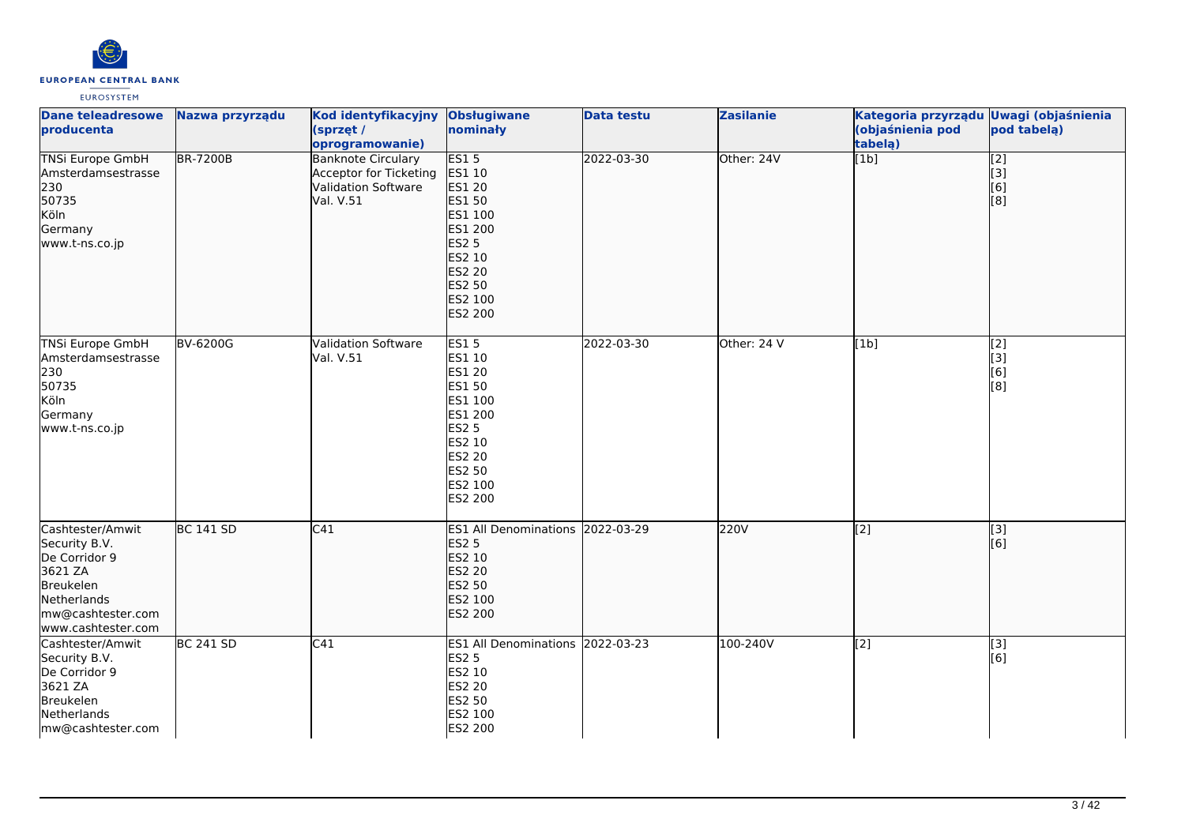| Dane teleadresowe producenta | Nazwa przyrządu | Kod identyfikacyjny (sprzęt / oprogramowanie) | Obsługiwane nominały | Data testu | Zasilanie | Kategoria przyrządu (objaśnienia pod tabelą) | Uwagi (objaśnienia pod tabelą) |
|---|---|---|---|---|---|---|---|
| TNSi Europe GmbH<br>Amsterdamsestrasse 230<br>50735<br>Köln<br>Germany<br>www.t-ns.co.jp | BR-7200B | Banknote Circulary Acceptor for Ticketing Validation Software Val. V.51 | ES1 5<br>ES1 10<br>ES1 20<br>ES1 50<br>ES1 100<br>ES1 200<br>ES2 5<br>ES2 10<br>ES2 20<br>ES2 50<br>ES2 100<br>ES2 200 | 2022-03-30 | Other: 24V | [1b] | [2]<br>[3]<br>[6]<br>[8] |
| TNSi Europe GmbH<br>Amsterdamsestrasse 230<br>50735<br>Köln<br>Germany<br>www.t-ns.co.jp | BV-6200G | Validation Software Val. V.51 | ES1 5<br>ES1 10<br>ES1 20<br>ES1 50<br>ES1 100<br>ES1 200<br>ES2 5<br>ES2 10<br>ES2 20<br>ES2 50<br>ES2 100<br>ES2 200 | 2022-03-30 | Other: 24 V | [1b] | [2]<br>[3]<br>[6]<br>[8] |
| Cashtester/Amwit Security B.V.<br>De Corridor 9<br>3621 ZA<br>Breukelen<br>Netherlands<br>mw@cashtester.com<br>www.cashtester.com | BC 141 SD | C41 | ES1 All Denominations<br>ES2 5<br>ES2 10<br>ES2 20<br>ES2 50<br>ES2 100<br>ES2 200 | 2022-03-29 | 220V | [2] | [3]<br>[6] |
| Cashtester/Amwit Security B.V.<br>De Corridor 9<br>3621 ZA<br>Breukelen<br>Netherlands<br>mw@cashtester.com | BC 241 SD | C41 | ES1 All Denominations<br>ES2 5<br>ES2 10<br>ES2 20<br>ES2 50<br>ES2 100<br>ES2 200 | 2022-03-23 | 100-240V | [2] | [3]<br>[6] |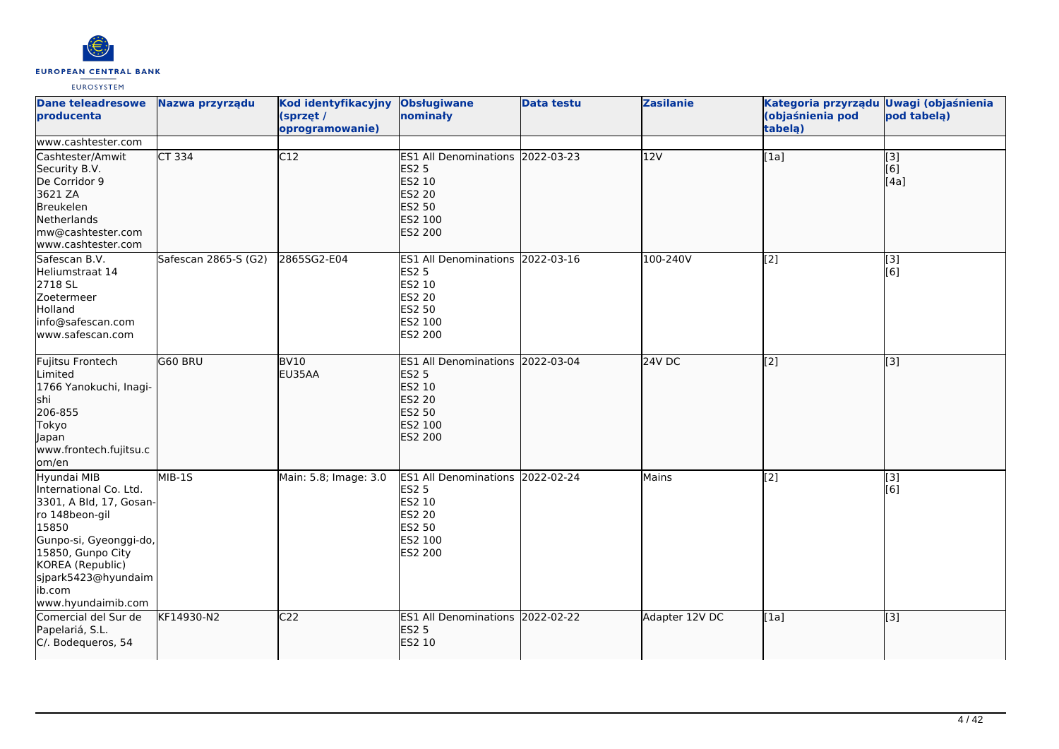| Dane teleadresowe producenta | Nazwa przyrządu | Kod identyfikacyjny (sprzęt / oprogramowanie) | Obsługiwane nominały | Data testu | Zasilanie | Kategoria przyrządu (objaśnienia pod tabelą) | Uwagi (objaśnienia pod tabelą) |
|---|---|---|---|---|---|---|---|
| www.cashtester.com | | | | | | | |
| Cashtester/Amwit Security B.V.<br>De Corridor 9<br>3621 ZA<br>Breukelen<br>Netherlands<br>mw@cashtester.com<br>www.cashtester.com | CT 334 | C12 | ES1 All Denominations<br>ES2 5<br>ES2 10<br>ES2 20<br>ES2 50<br>ES2 100<br>ES2 200 | 2022-03-23 | 12V | [1a] | [3]<br>[6]<br>[4a] |
| Safescan B.V.<br>Heliumstraat 14<br>2718 SL<br>Zoetermeer<br>Holland<br>info@safescan.com<br>www.safescan.com | Safescan 2865-S (G2) | 2865SG2-E04 | ES1 All Denominations<br>ES2 5<br>ES2 10<br>ES2 20<br>ES2 50<br>ES2 100<br>ES2 200 | 2022-03-16 | 100-240V | [2] | [3]<br>[6] |
| Fujitsu Frontech Limited<br>1766 Yanokuchi, Inagi-shi<br>206-855<br>Tokyo<br>Japan<br>www.frontech.fujitsu.com/en | G60 BRU | BV10<br>EU35AA | ES1 All Denominations<br>ES2 5<br>ES2 10<br>ES2 20<br>ES2 50<br>ES2 100<br>ES2 200 | 2022-03-04 | 24V DC | [2] | [3] |
| Hyundai MIB International Co. Ltd.<br>3301, A Bld, 17, Gosan-ro 148beon-gil<br>15850<br>Gunpo-si, Gyeonggi-do, 15850, Gunpo City<br>KOREA (Republic)<br>sjpark5423@hyundaimib.com<br>www.hyundaimib.com | MIB-1S | Main: 5.8; Image: 3.0 | ES1 All Denominations<br>ES2 5<br>ES2 10<br>ES2 20<br>ES2 50<br>ES2 100<br>ES2 200 | 2022-02-24 | Mains | [2] | [3]<br>[6] |
| Comercial del Sur de Papelariá, S.L.<br>C/. Bodequeros, 54 | KF14930-N2 | C22 | ES1 All Denominations<br>ES2 5<br>ES2 10 | 2022-02-22 | Adapter 12V DC | [1a] | [3] |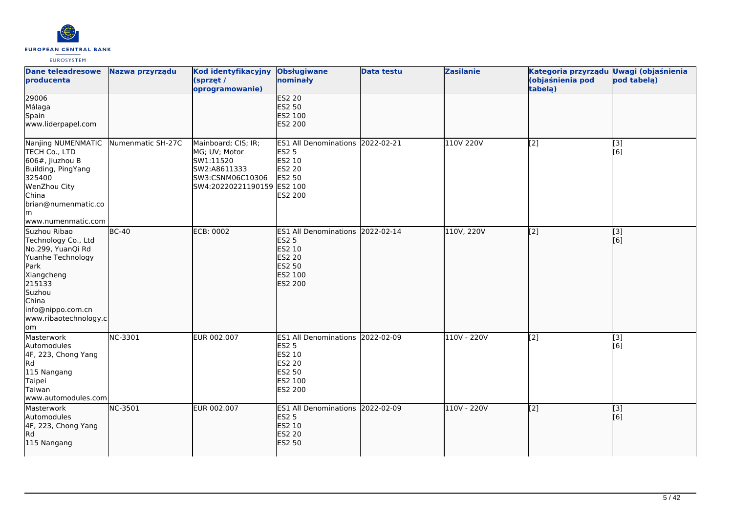| Dane teleadresowe producenta | Nazwa przyrządu | Kod identyfikacyjny (sprzęt / oprogramowanie) | Obsługiwane nominały | Data testu | Zasilanie | Kategoria przyrządu (objaśnienia pod tabelą) | Uwagi (objaśnienia pod tabelą) |
|---|---|---|---|---|---|---|---|
| 29006<br>Málaga<br>Spain<br>www.liderpapel.com | | | ES2 20<br>ES2 50<br>ES2 100<br>ES2 200 | | | | |
| Nanjing NUMENMATIC TECH Co., LTD<br>606#, Jiuzhou B Building, PingYang<br>325400<br>WenZhou City<br>China<br>brian@numenmatic.com<br>www.numenmatic.com | Numenmatic SH-27C | Mainboard; CIS; IR; MG; UV; Motor<br>SW1:11520<br>SW2:A8611333<br>SW3:CSNM06C10306<br>SW4:20220221190159 | ES1 All Denominations<br>ES2 5<br>ES2 10<br>ES2 20<br>ES2 50<br>ES2 100<br>ES2 200 | 2022-02-21 | 110V 220V | [2] | [3]<br>[6] |
| Suzhou Ribao Technology Co., Ltd<br>No.299, YuanQi Rd<br>Yuanhe Technology Park<br>Xiangcheng<br>215133<br>Suzhou<br>China<br>info@nippo.com.cn<br>www.ribaotechnology.com | BC-40 | ECB: 0002 | ES1 All Denominations<br>ES2 5<br>ES2 10<br>ES2 20<br>ES2 50<br>ES2 100<br>ES2 200 | 2022-02-14 | 110V, 220V | [2] | [3]<br>[6] |
| Masterwork Automodules<br>4F, 223, Chong Yang Rd<br>115 Nangang<br>Taipei<br>Taiwan<br>www.automodules.com | NC-3301 | EUR 002.007 | ES1 All Denominations<br>ES2 5<br>ES2 10<br>ES2 20<br>ES2 50<br>ES2 100<br>ES2 200 | 2022-02-09 | 110V - 220V | [2] | [3]<br>[6] |
| Masterwork Automodules<br>4F, 223, Chong Yang Rd<br>115 Nangang | NC-3501 | EUR 002.007 | ES1 All Denominations<br>ES2 5<br>ES2 10<br>ES2 20<br>ES2 50 | 2022-02-09 | 110V - 220V | [2] | [3]<br>[6] |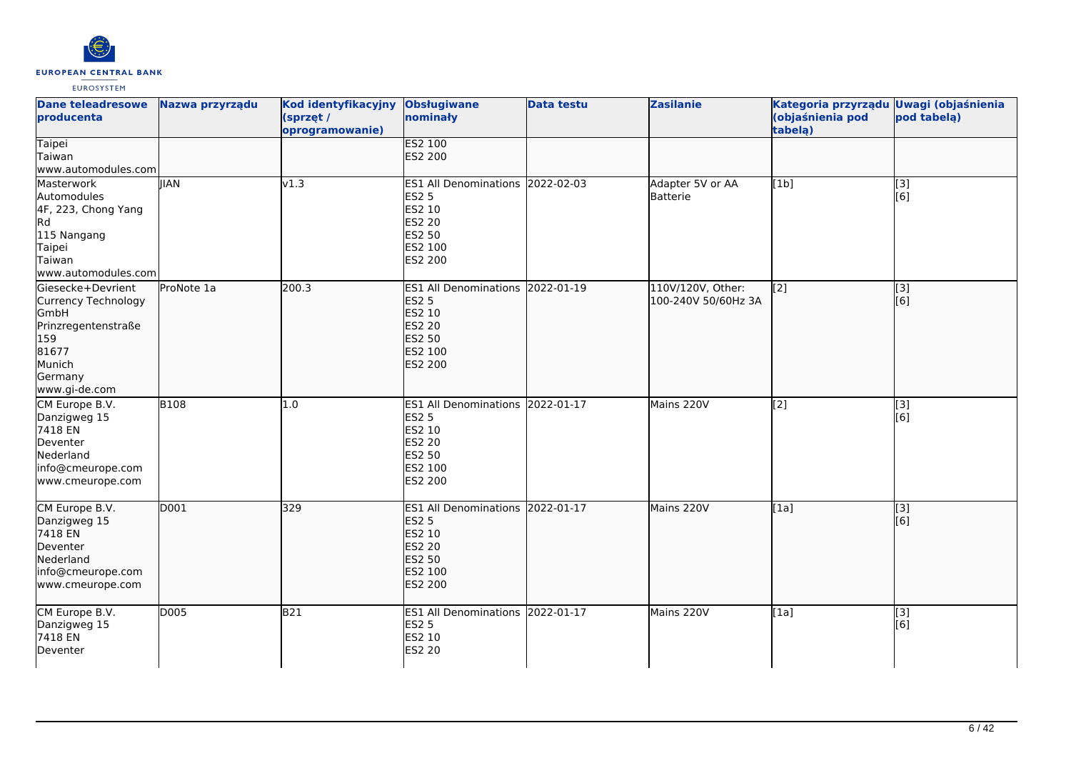| Dane teleadresowe producenta | Nazwa przyrządu | Kod identyfikacyjny (sprzęt / oprogramowanie) | Obsługiwane nominały | Data testu | Zasilanie | Kategoria przyrządu (objaśnienia pod tabelą) | Uwagi (objaśnienia pod tabelą) |
|---|---|---|---|---|---|---|---|
| Taipei<br>Taiwan<br>www.automodules.com | | | ES2 100<br>ES2 200 | | | | |
| Masterwork Automodules<br>4F, 223, Chong Yang Rd<br>115 Nangang<br>Taipei<br>Taiwan<br>www.automodules.com | JIAN | v1.3 | ES1 All Denominations<br>ES2 5<br>ES2 10<br>ES2 20<br>ES2 50<br>ES2 100<br>ES2 200 | 2022-02-03 | Adapter 5V or AA Batterie | [1b] | [3]<br>[6] |
| Giesecke+Devrient Currency Technology GmbH<br>Prinzregentenstraße 159<br>81677<br>Munich<br>Germany<br>www.gi-de.com | ProNote 1a | 200.3 | ES1 All Denominations<br>ES2 5<br>ES2 10<br>ES2 20<br>ES2 50<br>ES2 100<br>ES2 200 | 2022-01-19 | 110V/120V, Other: 100-240V 50/60Hz 3A | [2] | [3]<br>[6] |
| CM Europe B.V.<br>Danzigweg 15<br>7418 EN<br>Deventer<br>Nederland<br>info@cmeurope.com<br>www.cmeurope.com | B108 | 1.0 | ES1 All Denominations<br>ES2 5<br>ES2 10<br>ES2 20<br>ES2 50<br>ES2 100<br>ES2 200 | 2022-01-17 | Mains 220V | [2] | [3]<br>[6] |
| CM Europe B.V.<br>Danzigweg 15<br>7418 EN<br>Deventer<br>Nederland<br>info@cmeurope.com<br>www.cmeurope.com | D001 | 329 | ES1 All Denominations<br>ES2 5<br>ES2 10<br>ES2 20<br>ES2 50<br>ES2 100<br>ES2 200 | 2022-01-17 | Mains 220V | [1a] | [3]<br>[6] |
| CM Europe B.V.<br>Danzigweg 15<br>7418 EN<br>Deventer | D005 | B21 | ES1 All Denominations<br>ES2 5<br>ES2 10<br>ES2 20 | 2022-01-17 | Mains 220V | [1a] | [3]<br>[6] |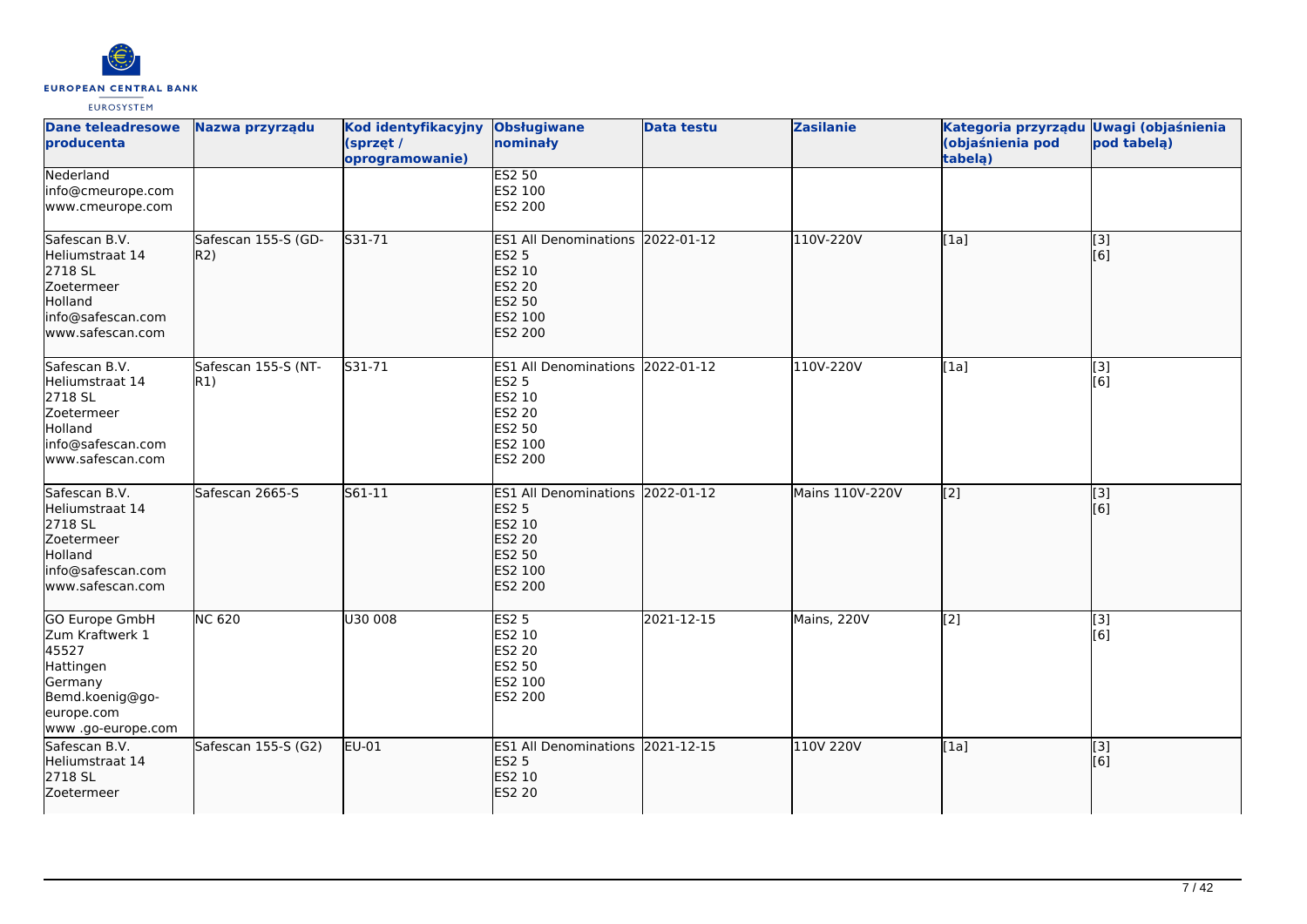| Dane teleadresowe producenta | Nazwa przyrządu | Kod identyfikacyjny (sprzęt / oprogramowanie) | Obsługiwane nominały | Data testu | Zasilanie | Kategoria przyrządu (objaśnienia pod tabelą) | Uwagi (objaśnienia pod tabelą) |
|---|---|---|---|---|---|---|---|
| Nederland<br>info@cmeurope.com<br>www.cmeurope.com | | | ES2 50<br>ES2 100<br>ES2 200 | | | | |
| Safescan B.V.<br>Heliumstraat 14<br>2718 SL<br>Zoetermeer<br>Holland<br>info@safescan.com<br>www.safescan.com | Safescan 155-S (GD-R2) | S31-71 | ES1 All Denominations<br>ES2 5<br>ES2 10<br>ES2 20<br>ES2 50<br>ES2 100<br>ES2 200 | 2022-01-12 | 110V-220V | [1a] | [3]<br>[6] |
| Safescan B.V.<br>Heliumstraat 14<br>2718 SL<br>Zoetermeer<br>Holland<br>info@safescan.com<br>www.safescan.com | Safescan 155-S (NT-R1) | S31-71 | ES1 All Denominations<br>ES2 5<br>ES2 10<br>ES2 20<br>ES2 50<br>ES2 100<br>ES2 200 | 2022-01-12 | 110V-220V | [1a] | [3]<br>[6] |
| Safescan B.V.<br>Heliumstraat 14<br>2718 SL<br>Zoetermeer<br>Holland<br>info@safescan.com<br>www.safescan.com | Safescan 2665-S | S61-11 | ES1 All Denominations<br>ES2 5<br>ES2 10<br>ES2 20<br>ES2 50<br>ES2 100<br>ES2 200 | 2022-01-12 | Mains 110V-220V | [2] | [3]<br>[6] |
| GO Europe GmbH<br>Zum Kraftwerk 1<br>45527<br>Hattingen<br>Germany<br>Bemd.koenig@go-europe.com<br>www .go-europe.com | NC 620 | U30 008 | ES2 5<br>ES2 10<br>ES2 20<br>ES2 50<br>ES2 100<br>ES2 200 | 2021-12-15 | Mains, 220V | [2] | [3]<br>[6] |
| Safescan B.V.<br>Heliumstraat 14<br>2718 SL<br>Zoetermeer | Safescan 155-S (G2) | EU-01 | ES1 All Denominations<br>ES2 5<br>ES2 10<br>ES2 20 | 2021-12-15 | 110V 220V | [1a] | [3]<br>[6] |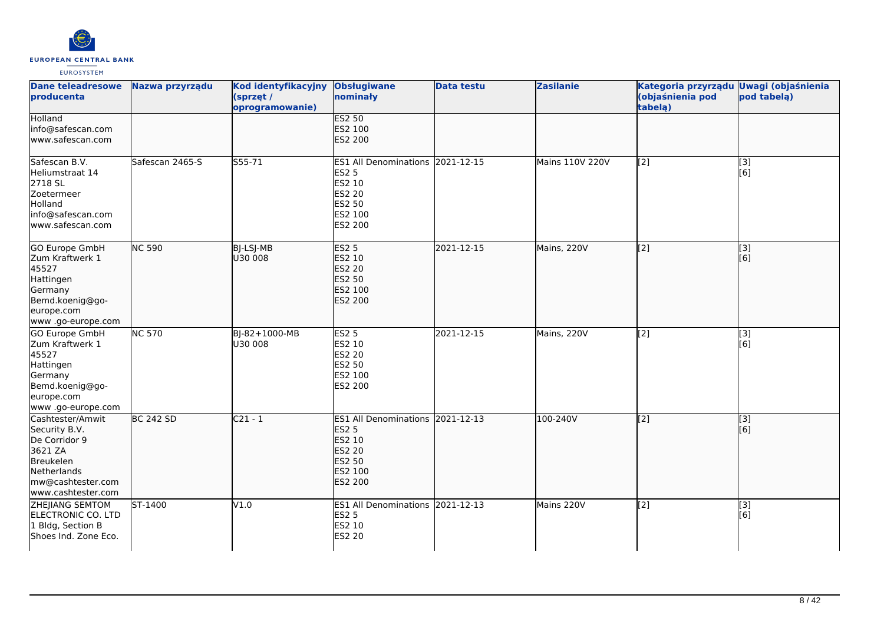| Dane teleadresowe producenta | Nazwa przyrządu | Kod identyfikacyjny (sprzęt / oprogramowanie) | Obsługiwane nominały | Data testu | Zasilanie | Kategoria przyrządu (objaśnienia pod tabelą) | Uwagi (objaśnienia pod tabelą) |
|---|---|---|---|---|---|---|---|
| Holland<br>info@safescan.com<br>www.safescan.com | | | ES2 50<br>ES2 100<br>ES2 200 | | | | |
| Safescan B.V.<br>Heliumstraat 14<br>2718 SL<br>Zoetermeer<br>Holland<br>info@safescan.com<br>www.safescan.com | Safescan 2465-S | S55-71 | ES1 All Denominations<br>ES2 5<br>ES2 10<br>ES2 20<br>ES2 50<br>ES2 100<br>ES2 200 | 2021-12-15 | Mains 110V 220V | [2] | [3]<br>[6] |
| GO Europe GmbH<br>Zum Kraftwerk 1<br>45527<br>Hattingen<br>Germany<br>Bemd.koenig@go-europe.com<br>www .go-europe.com | NC 590 | BJ-LSJ-MB<br>U30 008 | ES2 5<br>ES2 10<br>ES2 20<br>ES2 50<br>ES2 100<br>ES2 200 | 2021-12-15 | Mains, 220V | [2] | [3]<br>[6] |
| GO Europe GmbH<br>Zum Kraftwerk 1<br>45527<br>Hattingen<br>Germany<br>Bemd.koenig@go-europe.com<br>www .go-europe.com | NC 570 | BJ-82+1000-MB<br>U30 008 | ES2 5<br>ES2 10<br>ES2 20<br>ES2 50<br>ES2 100<br>ES2 200 | 2021-12-15 | Mains, 220V | [2] | [3]<br>[6] |
| Cashtester/Amwit Security B.V.<br>De Corridor 9<br>3621 ZA<br>Breukelen<br>Netherlands<br>mw@cashtester.com<br>www.cashtester.com | BC 242 SD | C21 - 1 | ES1 All Denominations<br>ES2 5<br>ES2 10<br>ES2 20<br>ES2 50<br>ES2 100<br>ES2 200 | 2021-12-13 | 100-240V | [2] | [3]<br>[6] |
| ZHEJIANG SEMTOM ELECTRONIC CO. LTD<br>1 Bldg, Section B<br>Shoes Ind. Zone Eco. | ST-1400 | V1.0 | ES1 All Denominations<br>ES2 5<br>ES2 10<br>ES2 20 | 2021-12-13 | Mains 220V | [2] | [3]<br>[6] |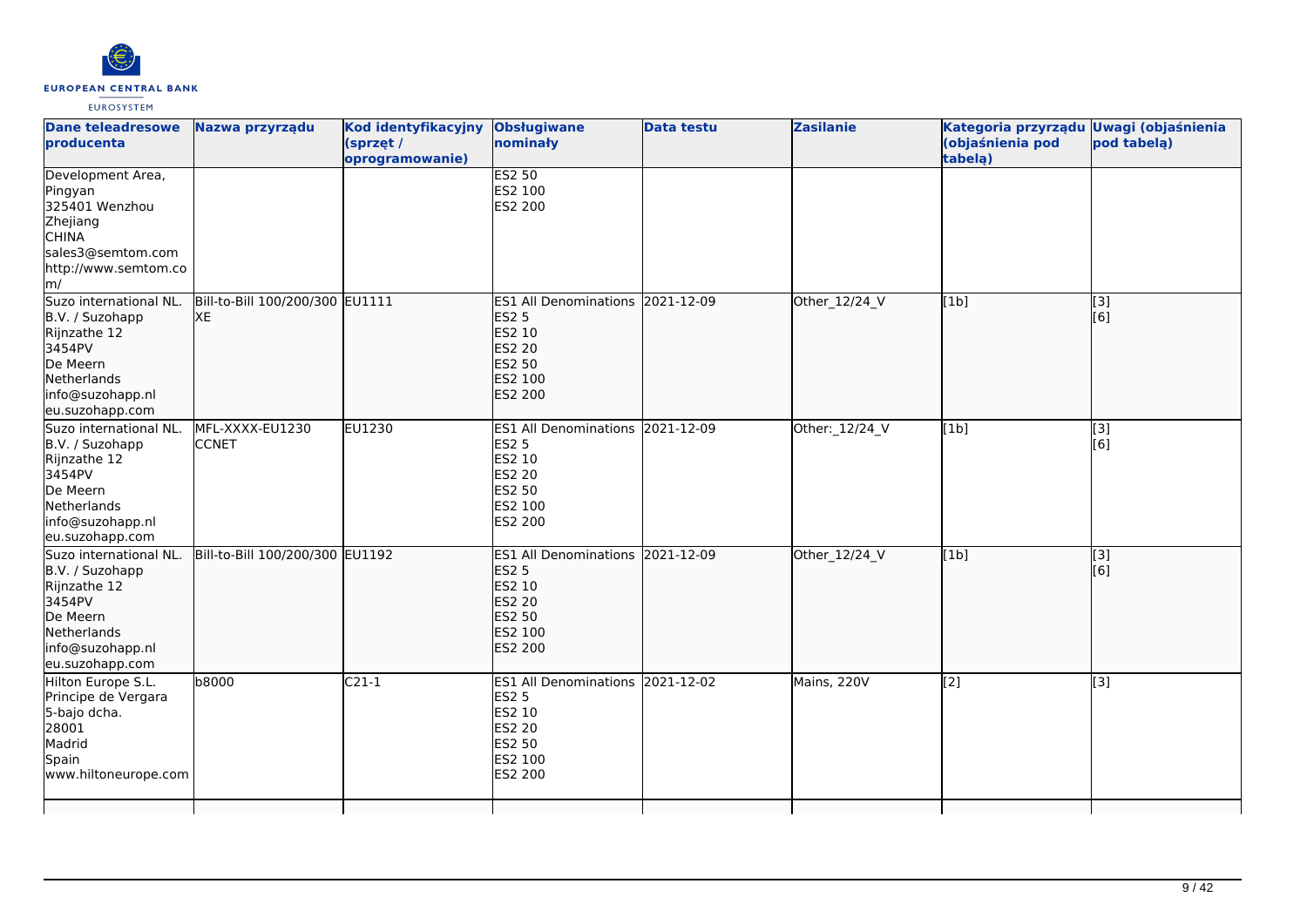| Dane teleadresowe producenta | Nazwa przyrządu | Kod identyfikacyjny (sprzęt / oprogramowanie) | Obsługiwane nominały | Data testu | Zasilanie | Kategoria przyrządu (objaśnienia pod tabelą) | Uwagi (objaśnienia pod tabelą) |
|---|---|---|---|---|---|---|---|
| Development Area, Pingyan 325401 Wenzhou Zhejiang CHINA sales3@semtom.com http://www.semtom.com/ | | | ES2 50 ES2 100 ES2 200 | | | | |
| Suzo international NL. B.V. / Suzohapp Rijnzathe 12 3454PV De Meern Netherlands info@suzohapp.nl eu.suzohapp.com | Bill-to-Bill 100/200/300 XE | EU1111 | ES1 All Denominations ES2 5 ES2 10 ES2 20 ES2 50 ES2 100 ES2 200 | 2021-12-09 | Other_12/24_V | [1b] | [3] [6] |
| Suzo international NL. B.V. / Suzohapp Rijnzathe 12 3454PV De Meern Netherlands info@suzohapp.nl eu.suzohapp.com | MFL-XXXX-EU1230 CCNET | EU1230 | ES1 All Denominations ES2 5 ES2 10 ES2 20 ES2 50 ES2 100 ES2 200 | 2021-12-09 | Other:_12/24_V | [1b] | [3] [6] |
| Suzo international NL. B.V. / Suzohapp Rijnzathe 12 3454PV De Meern Netherlands info@suzohapp.nl eu.suzohapp.com | Bill-to-Bill 100/200/300 | EU1192 | ES1 All Denominations ES2 5 ES2 10 ES2 20 ES2 50 ES2 100 ES2 200 | 2021-12-09 | Other_12/24_V | [1b] | [3] [6] |
| Hilton Europe S.L. Principe de Vergara 5-bajo dcha. 28001 Madrid Spain www.hiltoneurope.com | b8000 | C21-1 | ES1 All Denominations ES2 5 ES2 10 ES2 20 ES2 50 ES2 100 ES2 200 | 2021-12-02 | Mains, 220V | [2] | [3] |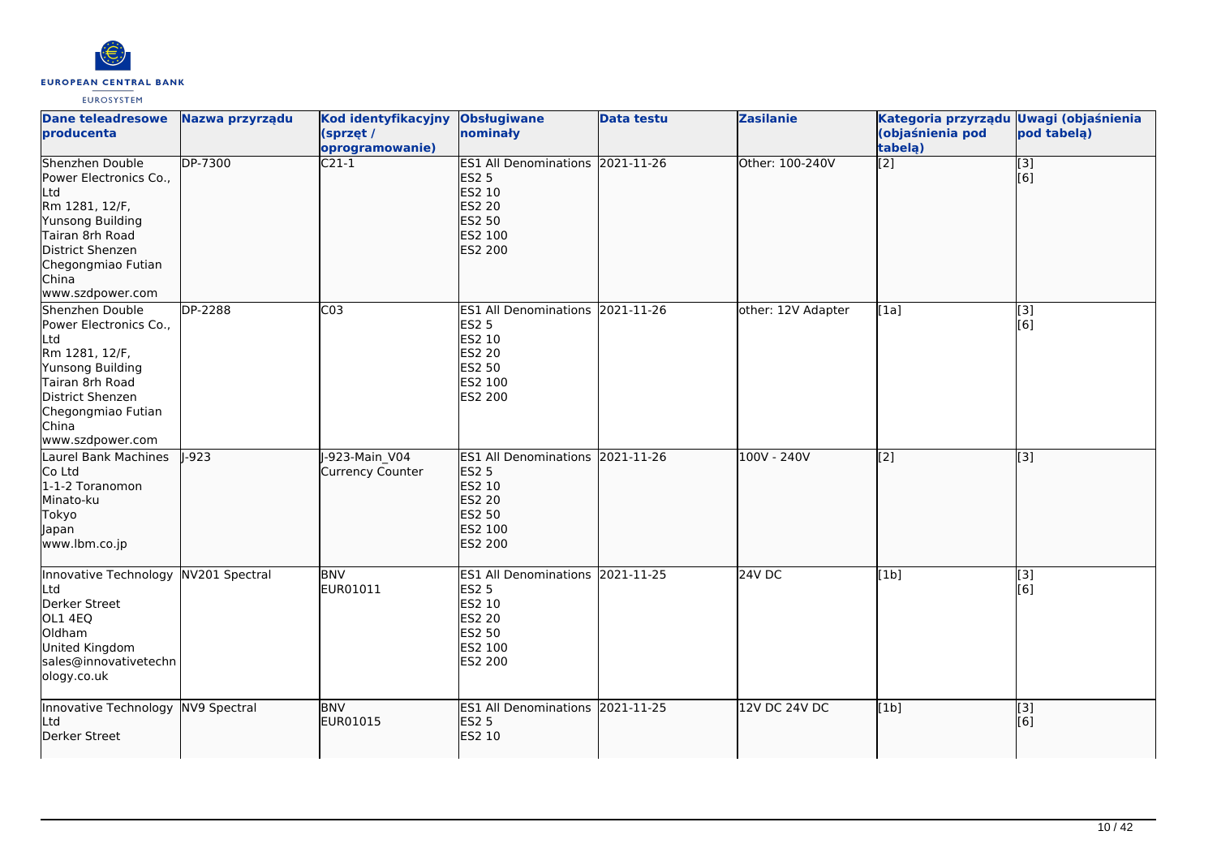| Dane teleadresowe producenta | Nazwa przyrządu | Kod identyfikacyjny (sprzęt / oprogramowanie) | Obsługiwane nominały | Data testu | Zasilanie | Kategoria przyrządu (objaśnienia pod tabelą) | Uwagi (objaśnienia pod tabelą) |
|---|---|---|---|---|---|---|---|
| Shenzhen Double Power Electronics Co., Ltd<br>Rm 1281, 12/F, Yunsong Building<br>Tairan 8rh Road<br>District Shenzen<br>Chegongmiao Futian<br>China<br>www.szdpower.com | DP-7300 | C21-1 | ES1 All Denominations<br>ES2 5<br>ES2 10<br>ES2 20<br>ES2 50<br>ES2 100<br>ES2 200 | 2021-11-26 | Other: 100-240V | [2] | [3]<br>[6] |
| Shenzhen Double Power Electronics Co., Ltd<br>Rm 1281, 12/F, Yunsong Building<br>Tairan 8rh Road<br>District Shenzen<br>Chegongmiao Futian<br>China<br>www.szdpower.com | DP-2288 | C03 | ES1 All Denominations<br>ES2 5<br>ES2 10<br>ES2 20<br>ES2 50<br>ES2 100<br>ES2 200 | 2021-11-26 | other: 12V Adapter | [1a] | [3]<br>[6] |
| Laurel Bank Machines Co Ltd<br>1-1-2 Toranomon<br>Minato-ku<br>Tokyo<br>Japan<br>www.lbm.co.jp | J-923 | J-923-Main_V04<br>Currency Counter | ES1 All Denominations<br>ES2 5<br>ES2 10<br>ES2 20<br>ES2 50<br>ES2 100<br>ES2 200 | 2021-11-26 | 100V - 240V | [2] | [3] |
| Innovative Technology Ltd<br>Derker Street<br>OL1 4EQ<br>Oldham<br>United Kingdom<br>sales@innovativetechnology.co.uk | NV201 Spectral | BNV<br>EUR01011 | ES1 All Denominations<br>ES2 5<br>ES2 10<br>ES2 20<br>ES2 50<br>ES2 100<br>ES2 200 | 2021-11-25 | 24V DC | [1b] | [3]<br>[6] |
| Innovative Technology Ltd<br>Derker Street | NV9 Spectral | BNV<br>EUR01015 | ES1 All Denominations<br>ES2 5<br>ES2 10 | 2021-11-25 | 12V DC 24V DC | [1b] | [3]<br>[6] |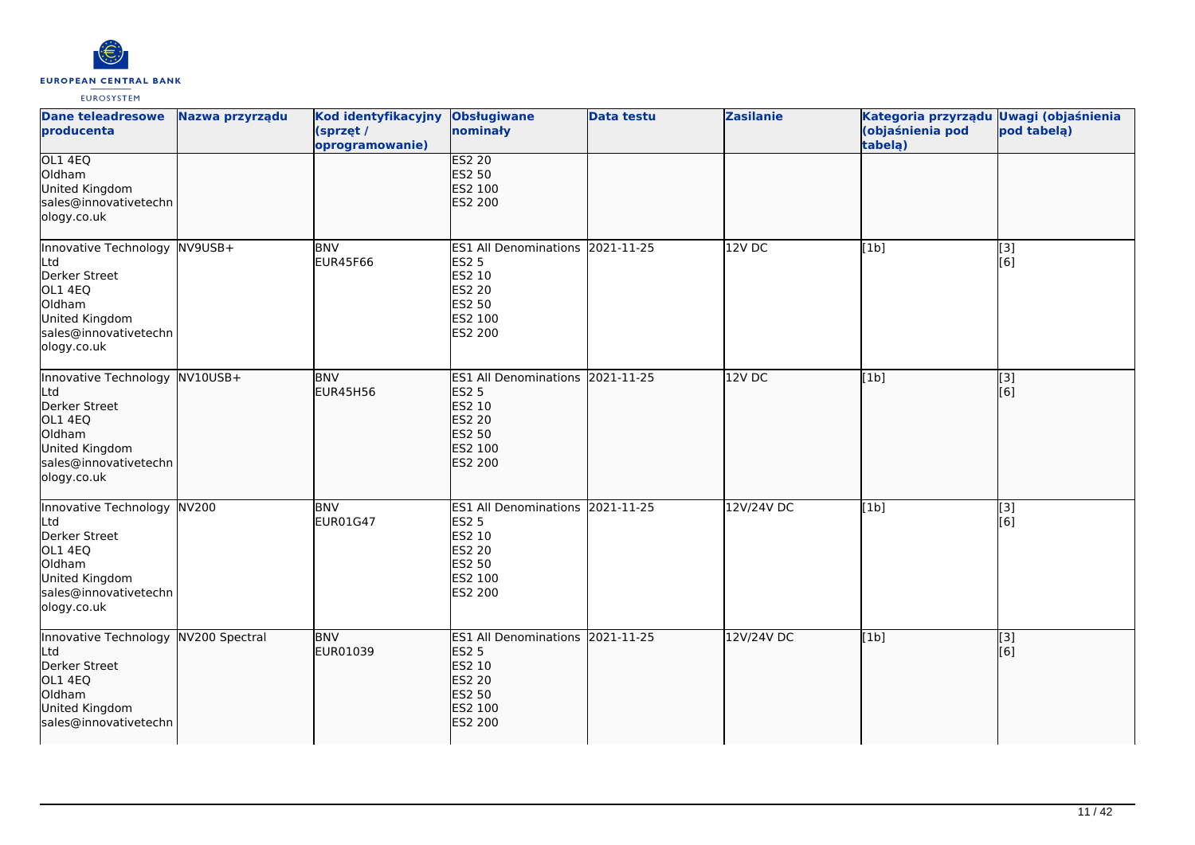| Dane teleadresowe producenta | Nazwa przyrządu | Kod identyfikacyjny (sprzęt / oprogramowanie) | Obsługiwane nominały | Data testu | Zasilanie | Kategoria przyrządu (objaśnienia pod tabelą) | Uwagi (objaśnienia pod tabelą) |
|---|---|---|---|---|---|---|---|
| OL1 4EQ<br>Oldham<br>United Kingdom<br>sales@innovativetechnology.co.uk | | | ES2 20<br>ES2 50<br>ES2 100<br>ES2 200 | | | | |
| Innovative Technology Ltd<br>Derker Street<br>OL1 4EQ<br>Oldham<br>United Kingdom<br>sales@innovativetechnology.co.uk | NV9USB+ | BNV<br>EUR45F66 | ES1 All Denominations<br>ES2 5<br>ES2 10<br>ES2 20<br>ES2 50<br>ES2 100<br>ES2 200 | 2021-11-25 | 12V DC | [1b] | [3]<br>[6] |
| Innovative Technology Ltd<br>Derker Street<br>OL1 4EQ<br>Oldham<br>United Kingdom<br>sales@innovativetechnology.co.uk | NV10USB+ | BNV<br>EUR45H56 | ES1 All Denominations<br>ES2 5<br>ES2 10<br>ES2 20<br>ES2 50<br>ES2 100<br>ES2 200 | 2021-11-25 | 12V DC | [1b] | [3]<br>[6] |
| Innovative Technology Ltd<br>Derker Street<br>OL1 4EQ<br>Oldham<br>United Kingdom<br>sales@innovativetechnology.co.uk | NV200 | BNV<br>EUR01G47 | ES1 All Denominations<br>ES2 5<br>ES2 10<br>ES2 20<br>ES2 50<br>ES2 100<br>ES2 200 | 2021-11-25 | 12V/24V DC | [1b] | [3]<br>[6] |
| Innovative Technology Ltd<br>Derker Street<br>OL1 4EQ<br>Oldham<br>United Kingdom<br>sales@innovativetechn | NV200 Spectral | BNV<br>EUR01039 | ES1 All Denominations<br>ES2 5<br>ES2 10<br>ES2 20<br>ES2 50<br>ES2 100<br>ES2 200 | 2021-11-25 | 12V/24V DC | [1b] | [3]<br>[6] |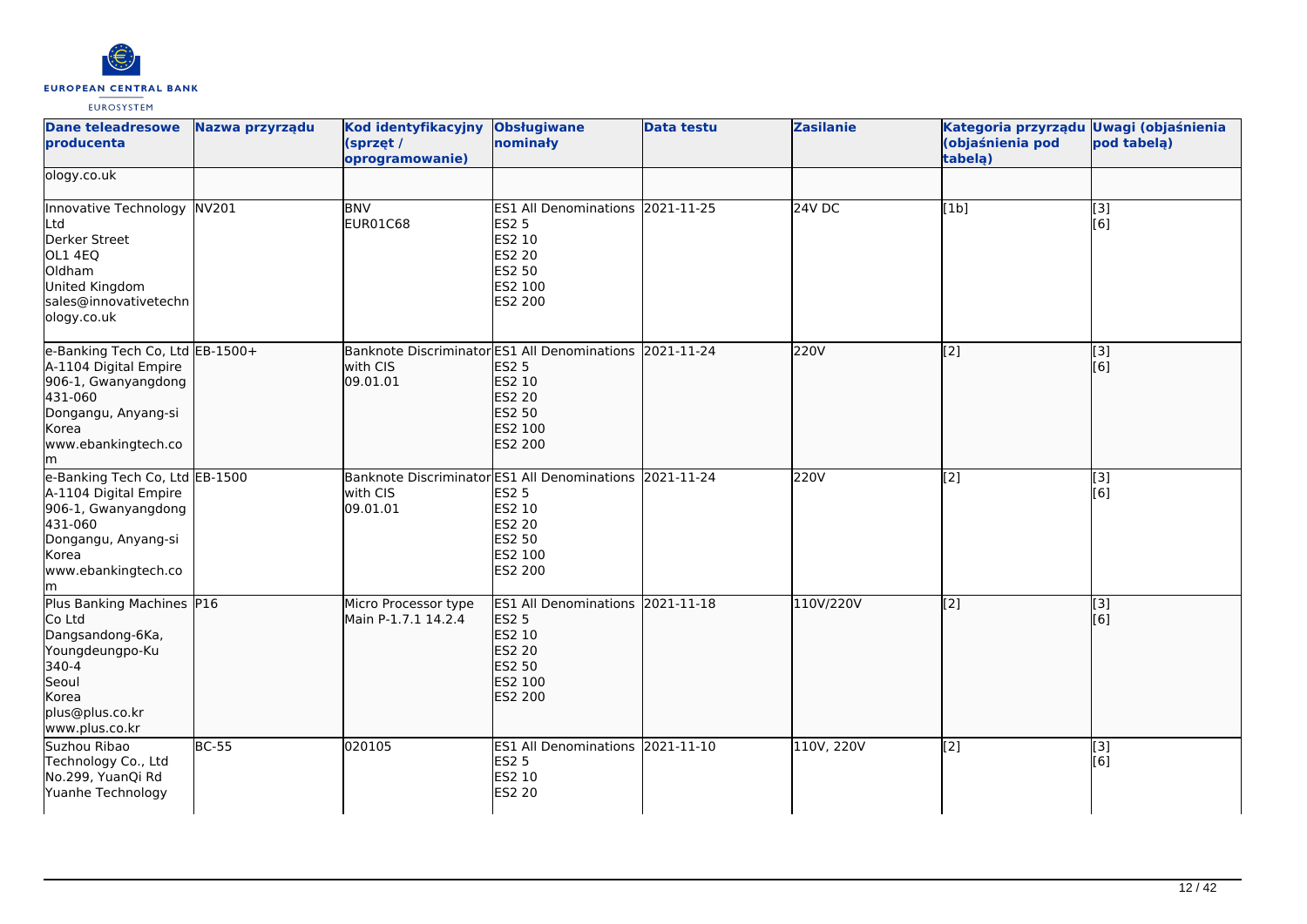| Dane teleadresowe producenta | Nazwa przyrządu | Kod identyfikacyjny (sprzęt / oprogramowanie) | Obsługiwane nominały | Data testu | Zasilanie | Kategoria przyrządu (objaśnienia pod tabelą) | Uwagi (objaśnienia pod tabelą) |
|---|---|---|---|---|---|---|---|
| ology.co.uk | | | | | | | |
| Innovative Technology Ltd<br>Derker Street<br>OL1 4EQ<br>Oldham<br>United Kingdom<br>sales@innovativetechnology.co.uk | NV201 | BNV<br>EUR01C68 | ES1 All Denominations<br>ES2 5<br>ES2 10<br>ES2 20<br>ES2 50<br>ES2 100<br>ES2 200 | 2021-11-25 | 24V DC | [1b] | [3]<br>[6] |
| e-Banking Tech Co, Ltd<br>A-1104 Digital Empire<br>906-1, Gwanyangdong<br>431-060<br>Dongangu, Anyang-si<br>Korea<br>www.ebankingtech.com | EB-1500+ | Banknote Discriminator with CIS<br>09.01.01 | ES1 All Denominations<br>ES2 5<br>ES2 10<br>ES2 20<br>ES2 50<br>ES2 100<br>ES2 200 | 2021-11-24 | 220V | [2] | [3]<br>[6] |
| e-Banking Tech Co, Ltd<br>A-1104 Digital Empire<br>906-1, Gwanyangdong<br>431-060<br>Dongangu, Anyang-si<br>Korea<br>www.ebankingtech.com | EB-1500 | Banknote Discriminator with CIS<br>09.01.01 | ES1 All Denominations<br>ES2 5<br>ES2 10<br>ES2 20<br>ES2 50<br>ES2 100<br>ES2 200 | 2021-11-24 | 220V | [2] | [3]<br>[6] |
| Plus Banking Machines Co Ltd<br>Dangsandong-6Ka,<br>Youngdeungpo-Ku<br>340-4<br>Seoul<br>Korea<br>plus@plus.co.kr<br>www.plus.co.kr | P16 | Micro Processor type<br>Main P-1.7.1 14.2.4 | ES1 All Denominations<br>ES2 5<br>ES2 10<br>ES2 20<br>ES2 50<br>ES2 100<br>ES2 200 | 2021-11-18 | 110V/220V | [2] | [3]<br>[6] |
| Suzhou Ribao Technology Co., Ltd<br>No.299, YuanQi Rd<br>Yuanhe Technology | BC-55 | 020105 | ES1 All Denominations<br>ES2 5<br>ES2 10<br>ES2 20 | 2021-11-10 | 110V, 220V | [2] | [3]<br>[6] |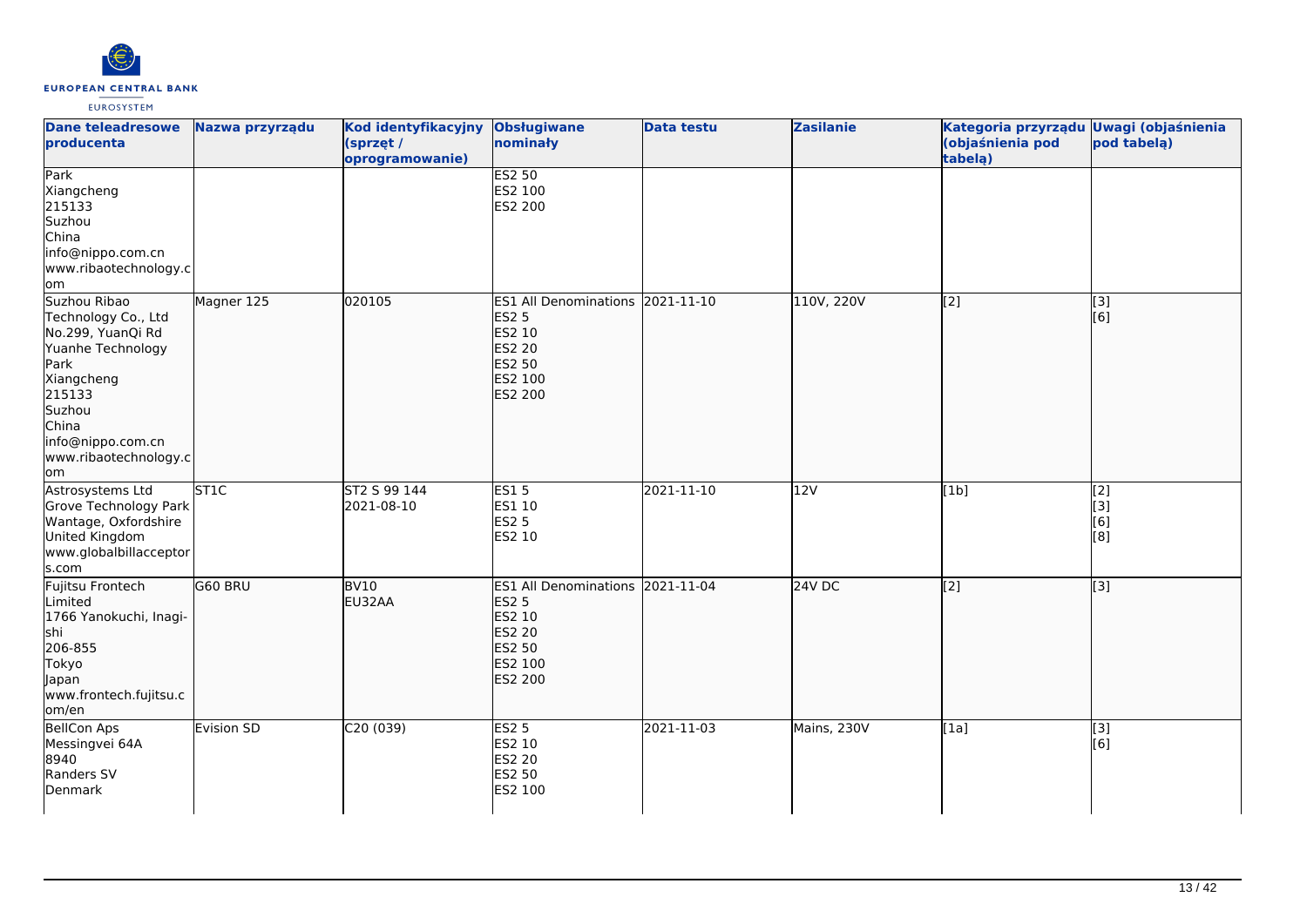| Dane teleadresowe producenta | Nazwa przyrządu | Kod identyfikacyjny (sprzęt / oprogramowanie) | Obsługiwane nominały | Data testu | Zasilanie | Kategoria przyrządu (objaśnienia pod tabelą) | Uwagi (objaśnienia pod tabelą) |
|---|---|---|---|---|---|---|---|
| Park<br>Xiangcheng<br>215133<br>Suzhou<br>China<br>info@nippo.com.cn<br>www.ribaotechnology.com | | | ES2 50<br>ES2 100<br>ES2 200 | | | | |
| Suzhou Ribao Technology Co., Ltd<br>No.299, YuanQi Rd<br>Yuanhe Technology Park<br>Xiangcheng<br>215133<br>Suzhou<br>China<br>info@nippo.com.cn<br>www.ribaotechnology.com | Magner 125 | 020105 | ES1 All Denominations<br>ES2 5<br>ES2 10<br>ES2 20<br>ES2 50<br>ES2 100<br>ES2 200 | 2021-11-10 | 110V, 220V | [2] | [3]<br>[6] |
| Astrosystems Ltd<br>Grove Technology Park<br>Wantage, Oxfordshire<br>United Kingdom<br>www.globalbillacceptors.com | ST1C | ST2 S 99 144<br>2021-08-10 | ES1 5<br>ES1 10<br>ES2 5<br>ES2 10 | 2021-11-10 | 12V | [1b] | [2]<br>[3]<br>[6]<br>[8] |
| Fujitsu Frontech Limited<br>1766 Yanokuchi, Inagi-shi<br>206-855<br>Tokyo<br>Japan<br>www.frontech.fujitsu.com/en | G60 BRU | BV10<br>EU32AA | ES1 All Denominations<br>ES2 5<br>ES2 10<br>ES2 20<br>ES2 50<br>ES2 100<br>ES2 200 | 2021-11-04 | 24V DC | [2] | [3] |
| BellCon Aps<br>Messingvei 64A<br>8940<br>Randers SV<br>Denmark | Evision SD | C20 (039) | ES2 5<br>ES2 10<br>ES2 20<br>ES2 50<br>ES2 100 | 2021-11-03 | Mains, 230V | [1a] | [3]<br>[6] |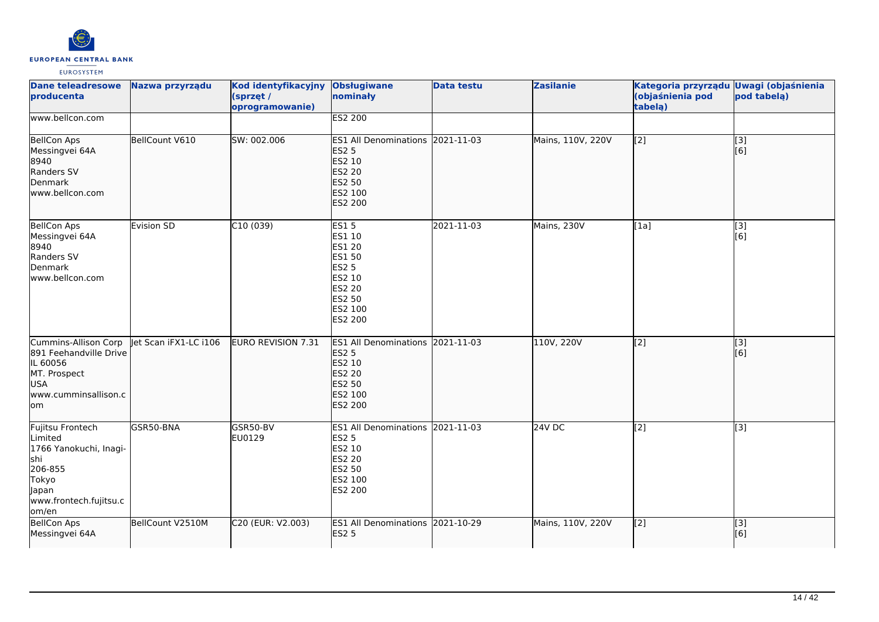| Dane teleadresowe producenta | Nazwa przyrządu | Kod identyfikacyjny (sprzęt / oprogramowanie) | Obsługiwane nominały | Data testu | Zasilanie | Kategoria przyrządu (objaśnienia pod tabelą) | Uwagi (objaśnienia pod tabelą) |
|---|---|---|---|---|---|---|---|
| www.bellcon.com | | | ES2 200 | | | | |
| BellCon Aps<br>Messingvei 64A<br>8940<br>Randers SV<br>Denmark<br>www.bellcon.com | BellCount V610 | SW: 002.006 | ES1 All Denominations<br>ES2 5<br>ES2 10<br>ES2 20<br>ES2 50<br>ES2 100<br>ES2 200 | 2021-11-03 | Mains, 110V, 220V | [2] | [3]<br>[6] |
| BellCon Aps<br>Messingvei 64A<br>8940<br>Randers SV<br>Denmark<br>www.bellcon.com | Evision SD | C10 (039) | ES1 5<br>ES1 10<br>ES1 20<br>ES1 50<br>ES2 5<br>ES2 10<br>ES2 20<br>ES2 50<br>ES2 100<br>ES2 200 | 2021-11-03 | Mains, 230V | [1a] | [3]<br>[6] |
| Cummins-Allison Corp<br>891 Feehandville Drive<br>IL 60056<br>MT. Prospect<br>USA<br>www.cumminsallison.com | Jet Scan iFX1-LC i106 | EURO REVISION 7.31 | ES1 All Denominations<br>ES2 5<br>ES2 10<br>ES2 20<br>ES2 50<br>ES2 100<br>ES2 200 | 2021-11-03 | 110V, 220V | [2] | [3]<br>[6] |
| Fujitsu Frontech Limited<br>1766 Yanokuchi, Inagi-shi<br>206-855<br>Tokyo<br>Japan<br>www.frontech.fujitsu.com/en | GSR50-BNA | GSR50-BV<br>EU0129 | ES1 All Denominations<br>ES2 5<br>ES2 10<br>ES2 20<br>ES2 50<br>ES2 100<br>ES2 200 | 2021-11-03 | 24V DC | [2] | [3] |
| BellCon Aps<br>Messingvei 64A | BellCount V2510M | C20 (EUR: V2.003) | ES1 All Denominations<br>ES2 5 | 2021-10-29 | Mains, 110V, 220V | [2] | [3]<br>[6] |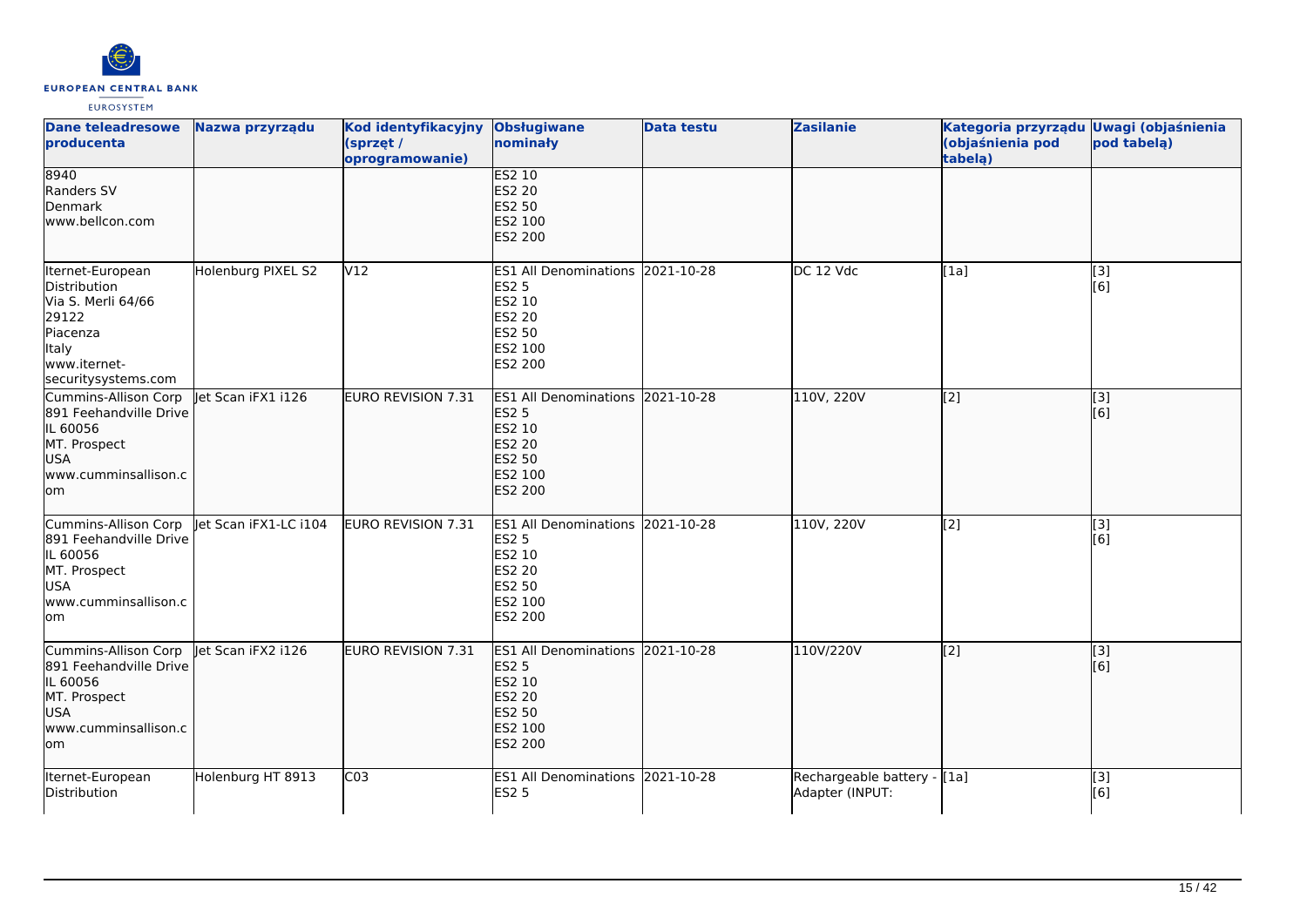| Dane teleadresowe producenta | Nazwa przyrządu | Kod identyfikacyjny (sprzęt / oprogramowanie) | Obsługiwane nominały | Data testu | Zasilanie | Kategoria przyrządu (objaśnienia pod tabelą) | Uwagi (objaśnienia pod tabelą) |
|---|---|---|---|---|---|---|---|
| 8940<br>Randers SV<br>Denmark<br>www.bellcon.com | | | ES2 10<br>ES2 20<br>ES2 50<br>ES2 100<br>ES2 200 | | | | |
| Iternet-European Distribution<br>Via S. Merli 64/66<br>29122<br>Piacenza<br>Italy<br>www.iternet-securitysystems.com | Holenburg PIXEL S2 | V12 | ES1 All Denominations<br>ES2 5<br>ES2 10<br>ES2 20<br>ES2 50<br>ES2 100<br>ES2 200 | 2021-10-28 | DC 12 Vdc | [1a] | [3]<br>[6] |
| Cummins-Allison Corp<br>891 Feehandville Drive<br>IL 60056<br>MT. Prospect<br>USA<br>www.cumminsallison.com | Jet Scan iFX1 i126 | EURO REVISION 7.31 | ES1 All Denominations<br>ES2 5<br>ES2 10<br>ES2 20<br>ES2 50<br>ES2 100<br>ES2 200 | 2021-10-28 | 110V, 220V | [2] | [3]<br>[6] |
| Cummins-Allison Corp<br>891 Feehandville Drive<br>IL 60056<br>MT. Prospect<br>USA<br>www.cumminsallison.com | Jet Scan iFX1-LC i104 | EURO REVISION 7.31 | ES1 All Denominations<br>ES2 5<br>ES2 10<br>ES2 20<br>ES2 50<br>ES2 100<br>ES2 200 | 2021-10-28 | 110V, 220V | [2] | [3]<br>[6] |
| Cummins-Allison Corp<br>891 Feehandville Drive<br>IL 60056<br>MT. Prospect<br>USA<br>www.cumminsallison.com | Jet Scan iFX2 i126 | EURO REVISION 7.31 | ES1 All Denominations<br>ES2 5<br>ES2 10<br>ES2 20<br>ES2 50<br>ES2 100<br>ES2 200 | 2021-10-28 | 110V/220V | [2] | [3]<br>[6] |
| Iternet-European Distribution | Holenburg HT 8913 | C03 | ES1 All Denominations<br>ES2 5 | 2021-10-28 | Rechargeable battery - Adapter (INPUT: | [1a] | [3]<br>[6] |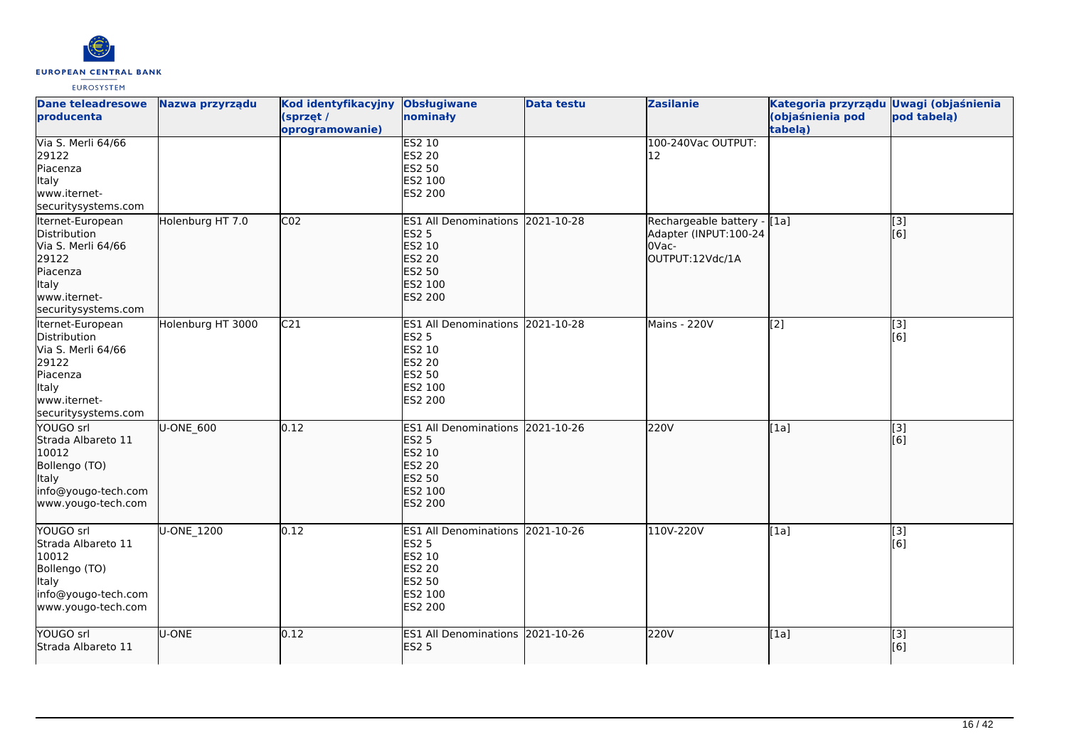| Dane teleadresowe producenta | Nazwa przyrządu | Kod identyfikacyjny (sprzęt / oprogramowanie) | Obsługiwane nominały | Data testu | Zasilanie | Kategoria przyrządu (objaśnienia pod tabelą) | Uwagi (objaśnienia pod tabelą) |
|---|---|---|---|---|---|---|---|
| Via S. Merli 64/66<br>29122<br>Piacenza<br>Italy<br>www.iternet-securitysystems.com | | | ES2 10<br>ES2 20<br>ES2 50<br>ES2 100<br>ES2 200 | | 100-240Vac OUTPUT: 12 | | |
| Iternet-European Distribution<br>Via S. Merli 64/66<br>29122<br>Piacenza<br>Italy<br>www.iternet-securitysystems.com | Holenburg HT 7.0 | C02 | ES1 All Denominations<br>ES2 5<br>ES2 10<br>ES2 20<br>ES2 50<br>ES2 100<br>ES2 200 | 2021-10-28 | Rechargeable battery - Adapter (INPUT:100-240Vac-OUTPUT:12Vdc/1A | [1a] | [3]<br>[6] |
| Iternet-European Distribution<br>Via S. Merli 64/66<br>29122<br>Piacenza<br>Italy<br>www.iternet-securitysystems.com | Holenburg HT 3000 | C21 | ES1 All Denominations<br>ES2 5<br>ES2 10<br>ES2 20<br>ES2 50<br>ES2 100<br>ES2 200 | 2021-10-28 | Mains - 220V | [2] | [3]<br>[6] |
| YOUGO srl<br>Strada Albareto 11<br>10012<br>Bollengo (TO)<br>Italy<br>info@yougo-tech.com<br>www.yougo-tech.com | U-ONE_600 | 0.12 | ES1 All Denominations<br>ES2 5<br>ES2 10<br>ES2 20<br>ES2 50<br>ES2 100<br>ES2 200 | 2021-10-26 | 220V | [1a] | [3]<br>[6] |
| YOUGO srl<br>Strada Albareto 11<br>10012<br>Bollengo (TO)<br>Italy<br>info@yougo-tech.com<br>www.yougo-tech.com | U-ONE_1200 | 0.12 | ES1 All Denominations<br>ES2 5<br>ES2 10<br>ES2 20<br>ES2 50<br>ES2 100<br>ES2 200 | 2021-10-26 | 110V-220V | [1a] | [3]<br>[6] |
| YOUGO srl<br>Strada Albareto 11 | U-ONE | 0.12 | ES1 All Denominations<br>ES2 5 | 2021-10-26 | 220V | [1a] | [3]<br>[6] |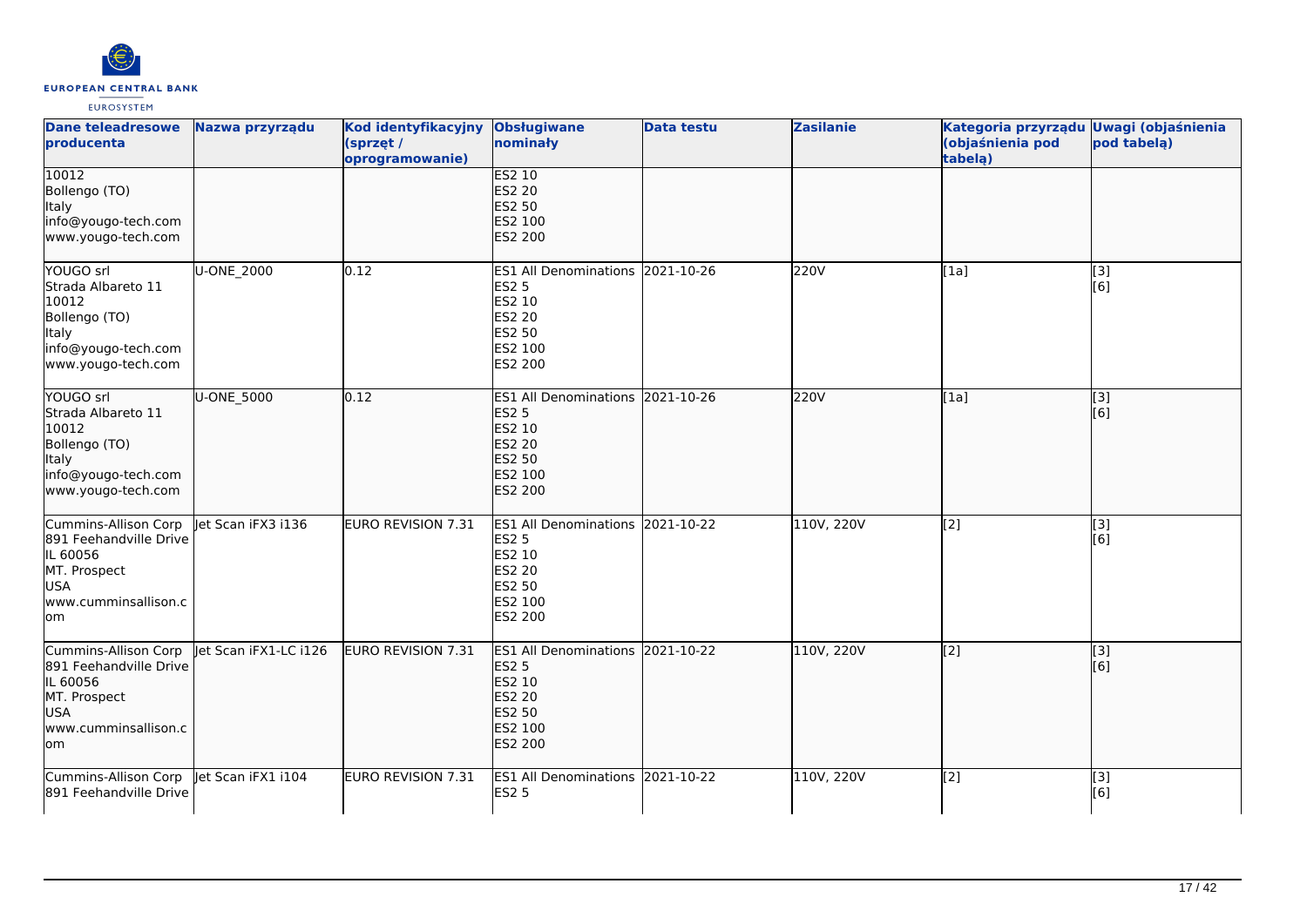| Dane teleadresowe producenta | Nazwa przyrządu | Kod identyfikacyjny (sprzęt / oprogramowanie) | Obsługiwane nominały | Data testu | Zasilanie | Kategoria przyrządu (objaśnienia pod tabelą) | Uwagi (objaśnienia pod tabelą) |
| --- | --- | --- | --- | --- | --- | --- | --- |
| 10012<br>Bollengo (TO)<br>Italy<br>info@yougo-tech.com<br>www.yougo-tech.com | | | ES2 10<br>ES2 20<br>ES2 50<br>ES2 100<br>ES2 200 | | | | |
| YOUGO srl<br>Strada Albareto 11<br>10012<br>Bollengo (TO)<br>Italy<br>info@yougo-tech.com<br>www.yougo-tech.com | U-ONE_2000 | 0.12 | ES1 All Denominations<br>ES2 5<br>ES2 10<br>ES2 20<br>ES2 50<br>ES2 100<br>ES2 200 | 2021-10-26 | 220V | [1a] | [3]<br>[6] |
| YOUGO srl<br>Strada Albareto 11<br>10012<br>Bollengo (TO)<br>Italy<br>info@yougo-tech.com<br>www.yougo-tech.com | U-ONE_5000 | 0.12 | ES1 All Denominations<br>ES2 5<br>ES2 10<br>ES2 20<br>ES2 50<br>ES2 100<br>ES2 200 | 2021-10-26 | 220V | [1a] | [3]<br>[6] |
| Cummins-Allison Corp<br>891 Feehandville Drive<br>IL 60056<br>MT. Prospect<br>USA<br>www.cumminsallison.com | Jet Scan iFX3 i136 | EURO REVISION 7.31 | ES1 All Denominations<br>ES2 5<br>ES2 10<br>ES2 20<br>ES2 50<br>ES2 100<br>ES2 200 | 2021-10-22 | 110V, 220V | [2] | [3]<br>[6] |
| Cummins-Allison Corp<br>891 Feehandville Drive<br>IL 60056<br>MT. Prospect<br>USA<br>www.cumminsallison.com | Jet Scan iFX1-LC i126 | EURO REVISION 7.31 | ES1 All Denominations<br>ES2 5<br>ES2 10<br>ES2 20<br>ES2 50<br>ES2 100<br>ES2 200 | 2021-10-22 | 110V, 220V | [2] | [3]<br>[6] |
| Cummins-Allison Corp<br>891 Feehandville Drive | Jet Scan iFX1 i104 | EURO REVISION 7.31 | ES1 All Denominations<br>ES2 5 | 2021-10-22 | 110V, 220V | [2] | [3]<br>[6] |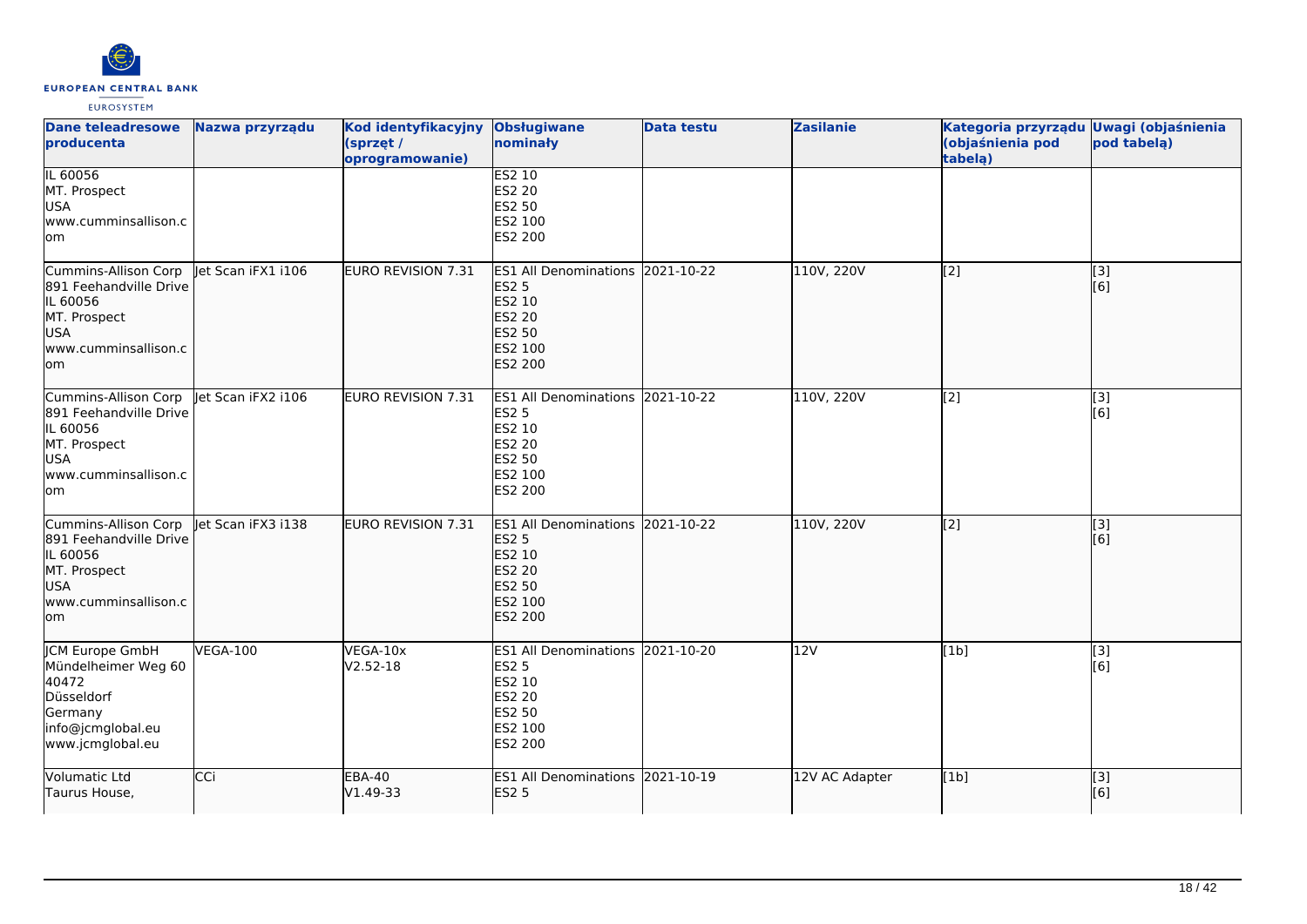| Dane teleadresowe producenta | Nazwa przyrządu | Kod identyfikacyjny (sprzęt / oprogramowanie) | Obsługiwane nominały | Data testu | Zasilanie | Kategoria przyrządu (objaśnienia pod tabelą) | Uwagi (objaśnienia pod tabelą) |
|---|---|---|---|---|---|---|---|
| IL 60056<br>MT. Prospect<br>USA<br>www.cumminsallison.com | | | ES2 10<br>ES2 20<br>ES2 50<br>ES2 100<br>ES2 200 | | | | |
| Cummins-Allison Corp<br>891 Feehandville Drive<br>IL 60056<br>MT. Prospect<br>USA<br>www.cumminsallison.com | Jet Scan iFX1 i106 | EURO REVISION 7.31 | ES1 All Denominations<br>ES2 5<br>ES2 10<br>ES2 20<br>ES2 50<br>ES2 100<br>ES2 200 | 2021-10-22 | 110V, 220V | [2] | [3]<br>[6] |
| Cummins-Allison Corp<br>891 Feehandville Drive<br>IL 60056<br>MT. Prospect<br>USA<br>www.cumminsallison.com | Jet Scan iFX2 i106 | EURO REVISION 7.31 | ES1 All Denominations<br>ES2 5<br>ES2 10<br>ES2 20<br>ES2 50<br>ES2 100<br>ES2 200 | 2021-10-22 | 110V, 220V | [2] | [3]<br>[6] |
| Cummins-Allison Corp<br>891 Feehandville Drive<br>IL 60056<br>MT. Prospect<br>USA<br>www.cumminsallison.com | Jet Scan iFX3 i138 | EURO REVISION 7.31 | ES1 All Denominations<br>ES2 5<br>ES2 10<br>ES2 20<br>ES2 50<br>ES2 100<br>ES2 200 | 2021-10-22 | 110V, 220V | [2] | [3]<br>[6] |
| JCM Europe GmbH<br>Mündelheimer Weg 60<br>40472<br>Düsseldorf<br>Germany<br>info@jcmglobal.eu<br>www.jcmglobal.eu | VEGA-100 | VEGA-10x<br>V2.52-18 | ES1 All Denominations<br>ES2 5<br>ES2 10<br>ES2 20<br>ES2 50<br>ES2 100<br>ES2 200 | 2021-10-20 | 12V | [1b] | [3]<br>[6] |
| Volumatic Ltd<br>Taurus House, | CCi | EBA-40<br>V1.49-33 | ES1 All Denominations<br>ES2 5 | 2021-10-19 | 12V AC Adapter | [1b] | [3]<br>[6] |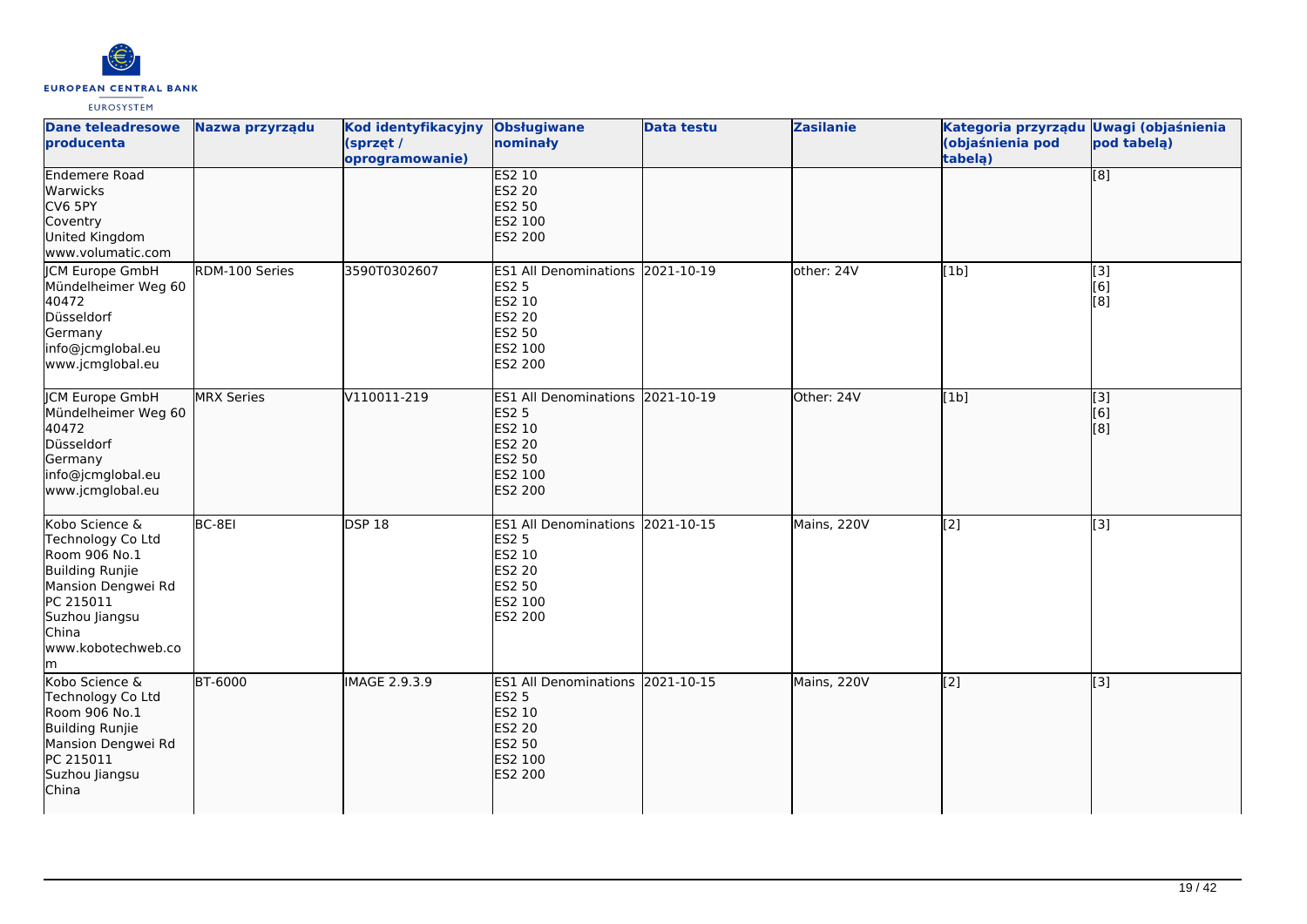| Dane teleadresowe producenta | Nazwa przyrządu | Kod identyfikacyjny (sprzęt / oprogramowanie) | Obsługiwane nominały | Data testu | Zasilanie | Kategoria przyrządu (objaśnienia pod tabelą) | Uwagi (objaśnienia pod tabelą) |
|---|---|---|---|---|---|---|---|
| Endemere Road<br>Warwicks<br>CV6 5PY<br>Coventry<br>United Kingdom<br>www.volumatic.com | | | ES2 10<br>ES2 20<br>ES2 50<br>ES2 100<br>ES2 200 | | | | [8] |
| JCM Europe GmbH<br>Mündelheimer Weg 60<br>40472<br>Düsseldorf<br>Germany<br>info@jcmglobal.eu<br>www.jcmglobal.eu | RDM-100 Series | 3590T0302607 | ES1 All Denominations<br>ES2 5<br>ES2 10<br>ES2 20<br>ES2 50<br>ES2 100<br>ES2 200 | 2021-10-19 | other: 24V | [1b] | [3]<br>[6]<br>[8] |
| JCM Europe GmbH<br>Mündelheimer Weg 60<br>40472<br>Düsseldorf<br>Germany<br>info@jcmglobal.eu<br>www.jcmglobal.eu | MRX Series | V110011-219 | ES1 All Denominations<br>ES2 5<br>ES2 10<br>ES2 20<br>ES2 50<br>ES2 100<br>ES2 200 | 2021-10-19 | Other: 24V | [1b] | [3]<br>[6]<br>[8] |
| Kobo Science & Technology Co Ltd<br>Room 906 No.1<br>Building Runjie<br>Mansion Dengwei Rd<br>PC 215011<br>Suzhou Jiangsu<br>China<br>www.kobotechweb.com | BC-8EI | DSP 18 | ES1 All Denominations<br>ES2 5<br>ES2 10<br>ES2 20<br>ES2 50<br>ES2 100<br>ES2 200 | 2021-10-15 | Mains, 220V | [2] | [3] |
| Kobo Science & Technology Co Ltd<br>Room 906 No.1<br>Building Runjie<br>Mansion Dengwei Rd<br>PC 215011<br>Suzhou Jiangsu<br>China | BT-6000 | IMAGE 2.9.3.9 | ES1 All Denominations<br>ES2 5<br>ES2 10<br>ES2 20<br>ES2 50<br>ES2 100<br>ES2 200 | 2021-10-15 | Mains, 220V | [2] | [3] |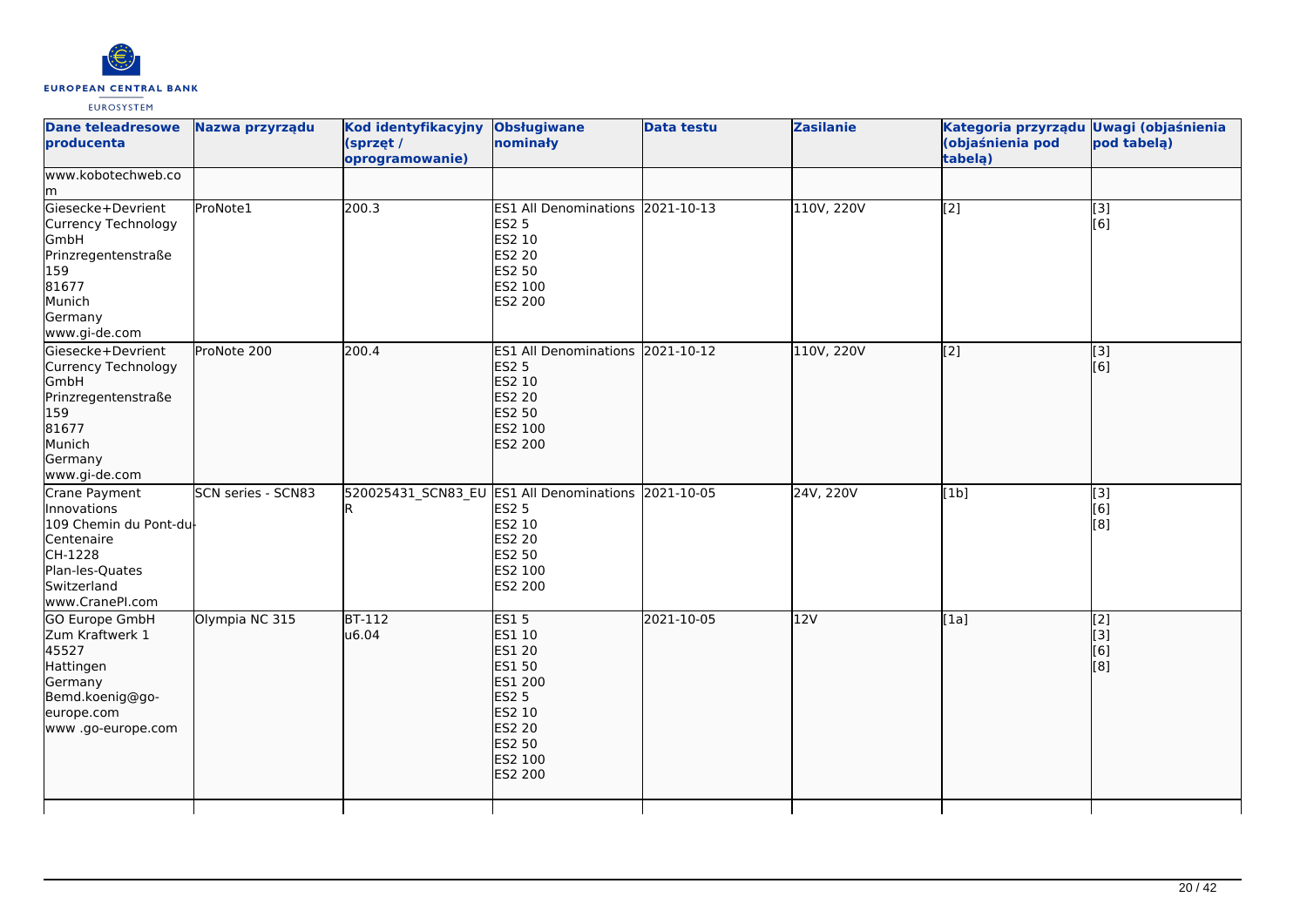| Dane teleadresowe producenta | Nazwa przyrządu | Kod identyfikacyjny (sprzęt / oprogramowanie) | Obsługiwane nominały | Data testu | Zasilanie | Kategoria przyrządu (objaśnienia pod tabelą) | Uwagi (objaśnienia pod tabelą) |
|---|---|---|---|---|---|---|---|
| www.kobotechweb.com | | | | | | | |
| Giesecke+Devrient Currency Technology GmbH Prinzregentenstraße 159 81677 Munich Germany www.gi-de.com | ProNote1 | 200.3 | ES1 All Denominations ES2 5 ES2 10 ES2 20 ES2 50 ES2 100 ES2 200 | 2021-10-13 | 110V, 220V | [2] | [3] [6] |
| Giesecke+Devrient Currency Technology GmbH Prinzregentenstraße 159 81677 Munich Germany www.gi-de.com | ProNote 200 | 200.4 | ES1 All Denominations ES2 5 ES2 10 ES2 20 ES2 50 ES2 100 ES2 200 | 2021-10-12 | 110V, 220V | [2] | [3] [6] |
| Crane Payment Innovations 109 Chemin du Pont-du-Centenaire CH-1228 Plan-les-Quates Switzerland www.CranePI.com | SCN series - SCN83 | 520025431_SCN83_EUR | ES1 All Denominations ES2 5 ES2 10 ES2 20 ES2 50 ES2 100 ES2 200 | 2021-10-05 | 24V, 220V | [1b] | [3] [6] [8] |
| GO Europe GmbH Zum Kraftwerk 1 45527 Hattingen Germany Bemd.koenig@go-europe.com www .go-europe.com | Olympia NC 315 | BT-112 u6.04 | ES1 5 ES1 10 ES1 20 ES1 50 ES1 200 ES2 5 ES2 10 ES2 20 ES2 50 ES2 100 ES2 200 | 2021-10-05 | 12V | [1a] | [2] [3] [6] [8] |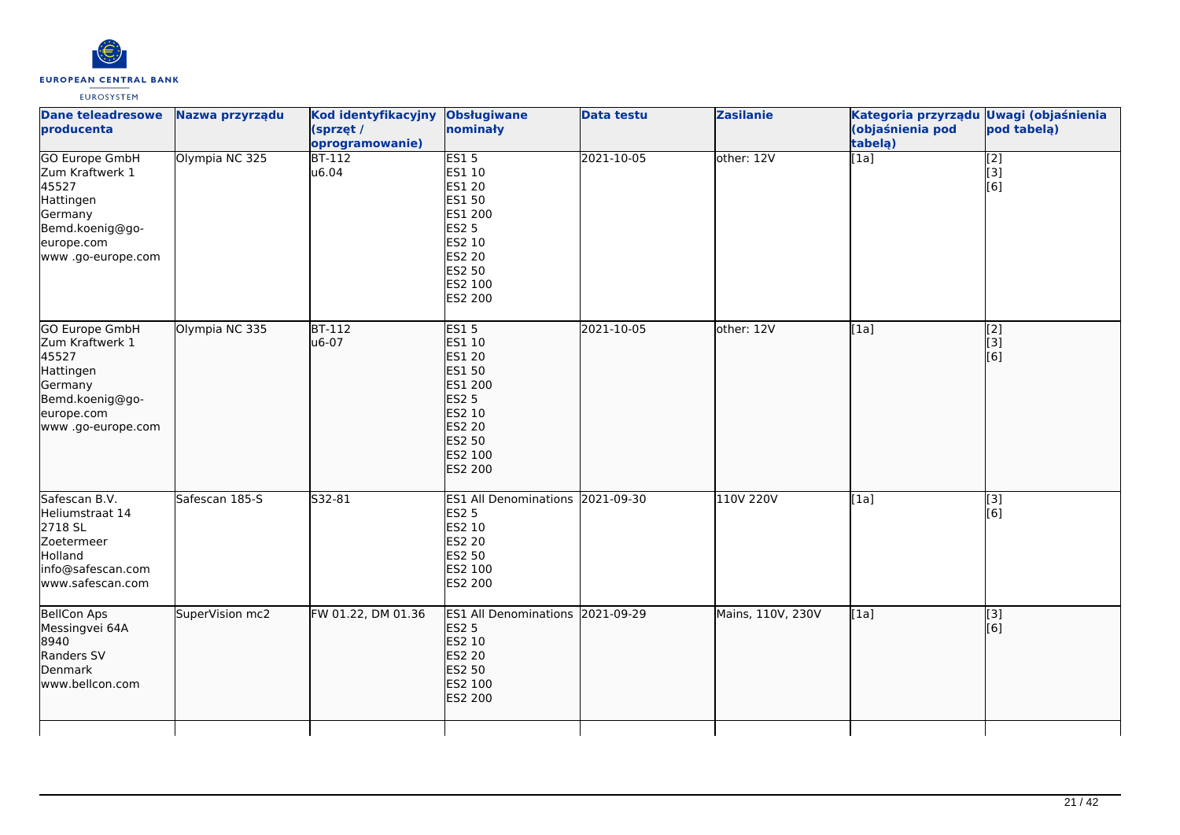| Dane teleadresowe producenta | Nazwa przyrządu | Kod identyfikacyjny (sprzęt / oprogramowanie) | Obsługiwane nominały | Data testu | Zasilanie | Kategoria przyrządu (objaśnienia pod tabelą) | Uwagi (objaśnienia pod tabelą) |
| --- | --- | --- | --- | --- | --- | --- | --- |
| GO Europe GmbH<br>Zum Kraftwerk 1<br>45527<br>Hattingen<br>Germany<br>Bemd.koenig@go-europe.com<br>www .go-europe.com | Olympia NC 325 | BT-112<br>u6.04 | ES1 5<br>ES1 10<br>ES1 20<br>ES1 50<br>ES1 200<br>ES2 5<br>ES2 10<br>ES2 20<br>ES2 50<br>ES2 100<br>ES2 200 | 2021-10-05 | other: 12V | [1a] | [2]<br>[3]<br>[6] |
| GO Europe GmbH<br>Zum Kraftwerk 1<br>45527<br>Hattingen<br>Germany<br>Bemd.koenig@go-europe.com<br>www .go-europe.com | Olympia NC 335 | BT-112<br>u6-07 | ES1 5<br>ES1 10<br>ES1 20<br>ES1 50<br>ES1 200<br>ES2 5<br>ES2 10<br>ES2 20<br>ES2 50<br>ES2 100<br>ES2 200 | 2021-10-05 | other: 12V | [1a] | [2]<br>[3]<br>[6] |
| Safescan B.V.<br>Heliumstraat 14<br>2718 SL<br>Zoetermeer<br>Holland<br>info@safescan.com<br>www.safescan.com | Safescan 185-S | S32-81 | ES1 All Denominations<br>ES2 5<br>ES2 10<br>ES2 20<br>ES2 50<br>ES2 100<br>ES2 200 | 2021-09-30 | 110V 220V | [1a] | [3]<br>[6] |
| BellCon Aps<br>Messingvei 64A<br>8940<br>Randers SV<br>Denmark<br>www.bellcon.com | SuperVision mc2 | FW 01.22, DM 01.36 | ES1 All Denominations<br>ES2 5<br>ES2 10<br>ES2 20<br>ES2 50<br>ES2 100<br>ES2 200 | 2021-09-29 | Mains, 110V, 230V | [1a] | [3]<br>[6] |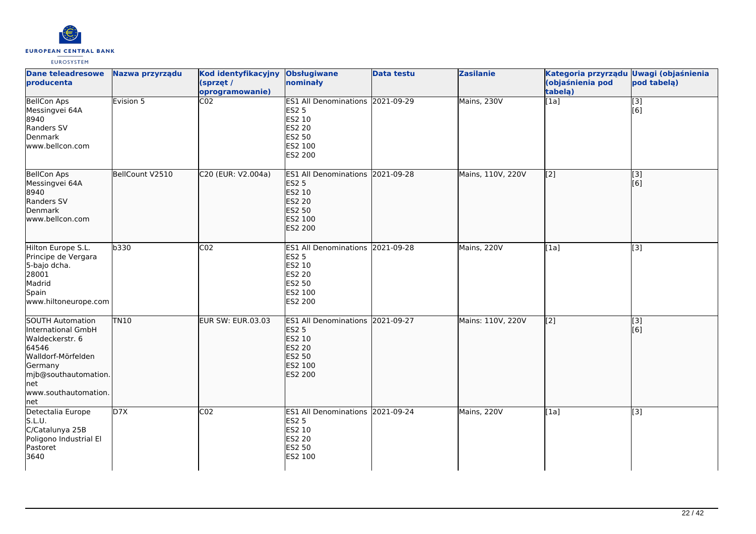| Dane teleadresowe producenta | Nazwa przyrządu | Kod identyfikacyjny (sprzęt / oprogramowanie) | Obsługiwane nominały | Data testu | Zasilanie | Kategoria przyrządu (objaśnienia pod tabelą) | Uwagi (objaśnienia pod tabelą) |
|---|---|---|---|---|---|---|---|
| BellCon Aps<br>Messingvei 64A<br>8940<br>Randers SV<br>Denmark<br>www.bellcon.com | Evision 5 | C02 | ES1 All Denominations<br>ES2 5<br>ES2 10<br>ES2 20<br>ES2 50<br>ES2 100<br>ES2 200 | 2021-09-29 | Mains, 230V | [1a] | [3]<br>[6] |
| BellCon Aps<br>Messingvei 64A<br>8940<br>Randers SV<br>Denmark<br>www.bellcon.com | BellCount V2510 | C20 (EUR: V2.004a) | ES1 All Denominations<br>ES2 5<br>ES2 10<br>ES2 20<br>ES2 50<br>ES2 100<br>ES2 200 | 2021-09-28 | Mains, 110V, 220V | [2] | [3]<br>[6] |
| Hilton Europe S.L.<br>Principe de Vergara<br>5-bajo dcha.<br>28001<br>Madrid<br>Spain<br>www.hiltoneurope.com | b330 | C02 | ES1 All Denominations<br>ES2 5<br>ES2 10<br>ES2 20<br>ES2 50<br>ES2 100<br>ES2 200 | 2021-09-28 | Mains, 220V | [1a] | [3] |
| SOUTH Automation International GmbH<br>Waldeckerstr. 6<br>64546<br>Walldorf-Mörfelden<br>Germany<br>mjb@southautomation.net<br>www.southautomation.net | TN10 | EUR SW: EUR.03.03 | ES1 All Denominations<br>ES2 5<br>ES2 10<br>ES2 20<br>ES2 50<br>ES2 100<br>ES2 200 | 2021-09-27 | Mains: 110V, 220V | [2] | [3]<br>[6] |
| Detectalia Europe S.L.U.<br>C/Catalunya 25B<br>Poligono Industrial El Pastoret<br>3640 | D7X | C02 | ES1 All Denominations<br>ES2 5<br>ES2 10<br>ES2 20<br>ES2 50<br>ES2 100 | 2021-09-24 | Mains, 220V | [1a] | [3] |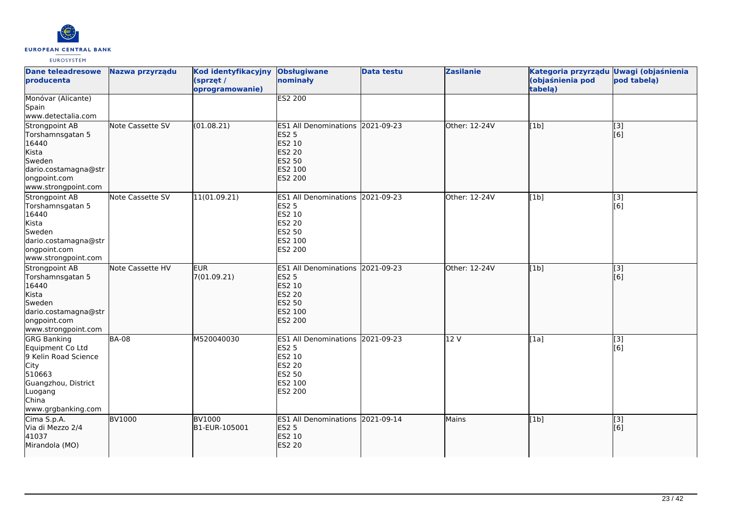| Dane teleadresowe producenta | Nazwa przyrządu | Kod identyfikacyjny (sprzęt / oprogramowanie) | Obsługiwane nominały | Data testu | Zasilanie | Kategoria przyrządu (objaśnienia pod tabelą) | Uwagi (objaśnienia pod tabelą) |
|---|---|---|---|---|---|---|---|
| Monóvar (Alicante)<br>Spain<br>www.detectalia.com | | | ES2 200 | | | | |
| Strongpoint AB<br>Torshamnsgatan 5<br>16440<br>Kista<br>Sweden<br>dario.costamagna@strongpoint.com<br>www.strongpoint.com | Note Cassette SV | (01.08.21) | ES1 All Denominations<br>ES2 5<br>ES2 10<br>ES2 20<br>ES2 50<br>ES2 100<br>ES2 200 | 2021-09-23 | Other: 12-24V | [1b] | [3]<br>[6] |
| Strongpoint AB<br>Torshamnsgatan 5<br>16440<br>Kista<br>Sweden<br>dario.costamagna@strongpoint.com<br>www.strongpoint.com | Note Cassette SV | 11(01.09.21) | ES1 All Denominations<br>ES2 5<br>ES2 10<br>ES2 20<br>ES2 50<br>ES2 100<br>ES2 200 | 2021-09-23 | Other: 12-24V | [1b] | [3]<br>[6] |
| Strongpoint AB<br>Torshamnsgatan 5<br>16440<br>Kista<br>Sweden<br>dario.costamagna@strongpoint.com<br>www.strongpoint.com | Note Cassette HV | EUR<br>7(01.09.21) | ES1 All Denominations<br>ES2 5<br>ES2 10<br>ES2 20<br>ES2 50<br>ES2 100<br>ES2 200 | 2021-09-23 | Other: 12-24V | [1b] | [3]<br>[6] |
| GRG Banking Equipment Co Ltd<br>9 Kelin Road Science City<br>510663<br>Guangzhou, District Luogang<br>China<br>www.grgbanking.com | BA-08 | M520040030 | ES1 All Denominations<br>ES2 5<br>ES2 10<br>ES2 20<br>ES2 50<br>ES2 100<br>ES2 200 | 2021-09-23 | 12 V | [1a] | [3]<br>[6] |
| Cima S.p.A.<br>Via di Mezzo 2/4<br>41037<br>Mirandola (MO) | BV1000 | BV1000<br>B1-EUR-105001 | ES1 All Denominations<br>ES2 5<br>ES2 10<br>ES2 20 | 2021-09-14 | Mains | [1b] | [3]<br>[6] |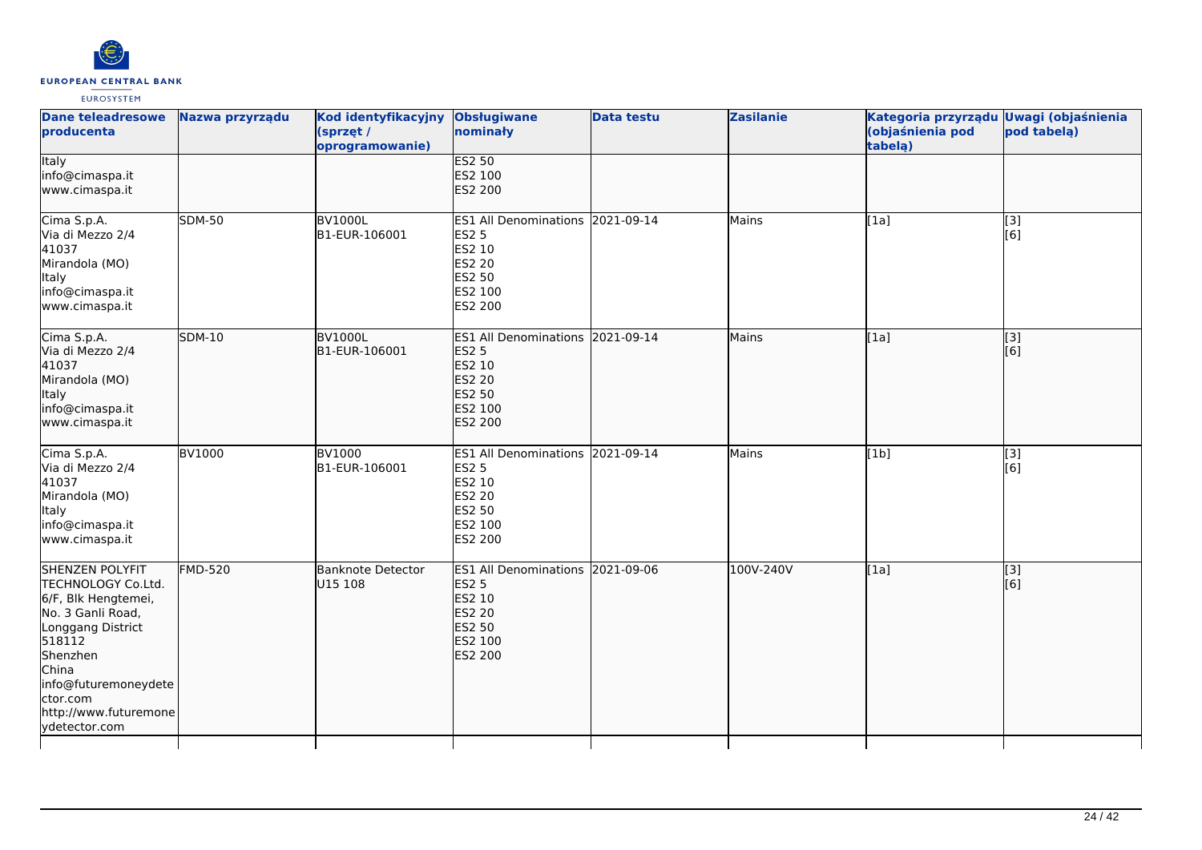| Dane teleadresowe producenta | Nazwa przyrządu | Kod identyfikacyjny (sprzęt / oprogramowanie) | Obsługiwane nominały | Data testu | Zasilanie | Kategoria przyrządu (objaśnienia pod tabelą) | Uwagi (objaśnienia pod tabelą) |
|---|---|---|---|---|---|---|---|
| Italy<br>info@cimaspa.it<br>www.cimaspa.it | | | ES2 50<br>ES2 100<br>ES2 200 | | | | |
| Cima S.p.A.<br>Via di Mezzo 2/4<br>41037<br>Mirandola (MO)<br>Italy<br>info@cimaspa.it<br>www.cimaspa.it | SDM-50 | BV1000L<br>B1-EUR-106001 | ES1 All Denominations<br>ES2 5<br>ES2 10<br>ES2 20<br>ES2 50<br>ES2 100<br>ES2 200 | 2021-09-14 | Mains | [1a] | [3]<br>[6] |
| Cima S.p.A.<br>Via di Mezzo 2/4<br>41037<br>Mirandola (MO)<br>Italy<br>info@cimaspa.it<br>www.cimaspa.it | SDM-10 | BV1000L<br>B1-EUR-106001 | ES1 All Denominations<br>ES2 5<br>ES2 10<br>ES2 20<br>ES2 50<br>ES2 100<br>ES2 200 | 2021-09-14 | Mains | [1a] | [3]<br>[6] |
| Cima S.p.A.<br>Via di Mezzo 2/4<br>41037<br>Mirandola (MO)<br>Italy<br>info@cimaspa.it<br>www.cimaspa.it | BV1000 | BV1000<br>B1-EUR-106001 | ES1 All Denominations<br>ES2 5<br>ES2 10<br>ES2 20<br>ES2 50<br>ES2 100<br>ES2 200 | 2021-09-14 | Mains | [1b] | [3]<br>[6] |
| SHENZEN POLYFIT TECHNOLOGY Co.Ltd.<br>6/F, Blk Hengtemei,<br>No. 3 Ganli Road,<br>Longgang District<br>518112<br>Shenzhen<br>China<br>info@futuremoneydetector.com<br>http://www.futuremoneydetector.com | FMD-520 | Banknote Detector<br>U15 108 | ES1 All Denominations<br>ES2 5<br>ES2 10<br>ES2 20<br>ES2 50<br>ES2 100<br>ES2 200 | 2021-09-06 | 100V-240V | [1a] | [3]<br>[6] |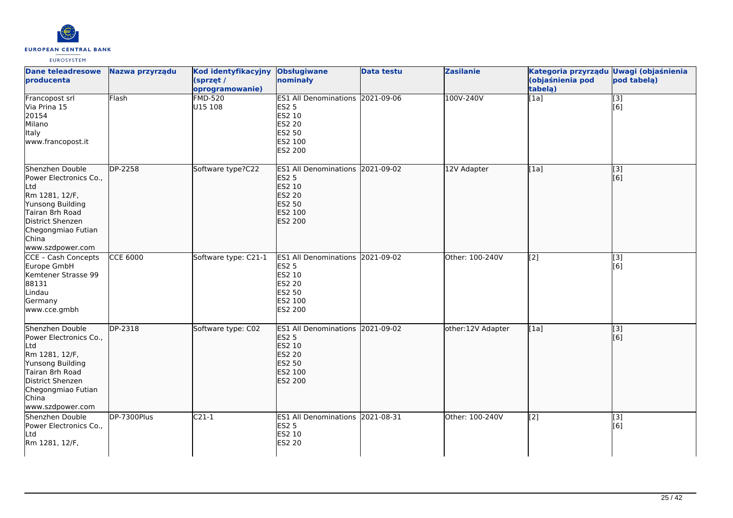| Dane teleadresowe producenta | Nazwa przyrządu | Kod identyfikacyjny (sprzęt / oprogramowanie) | Obsługiwane nominały | Data testu | Zasilanie | Kategoria przyrządu (objaśnienia pod tabelą) | Uwagi (objaśnienia pod tabelą) |
|---|---|---|---|---|---|---|---|
| Francopost srl<br>Via Prina 15<br>20154<br>Milano<br>Italy<br>www.francopost.it | Flash | FMD-520<br>U15 108 | ES1 All Denominations<br>ES2 5<br>ES2 10<br>ES2 20<br>ES2 50<br>ES2 100<br>ES2 200 | 2021-09-06 | 100V-240V | [1a] | [3]<br>[6] |
| Shenzhen Double Power Electronics Co., Ltd<br>Rm 1281, 12/F,<br>Yunsong Building<br>Tairan 8rh Road<br>District Shenzen<br>Chegongmiao Futian<br>China<br>www.szdpower.com | DP-2258 | Software type?C22 | ES1 All Denominations<br>ES2 5<br>ES2 10<br>ES2 20<br>ES2 50<br>ES2 100<br>ES2 200 | 2021-09-02 | 12V Adapter | [1a] | [3]<br>[6] |
| CCE – Cash Concepts Europe GmbH<br>Kemtener Strasse 99<br>88131<br>Lindau<br>Germany<br>www.cce.gmbh | CCE 6000 | Software type: C21-1 | ES1 All Denominations<br>ES2 5<br>ES2 10<br>ES2 20<br>ES2 50<br>ES2 100<br>ES2 200 | 2021-09-02 | Other: 100-240V | [2] | [3]<br>[6] |
| Shenzhen Double Power Electronics Co., Ltd<br>Rm 1281, 12/F,<br>Yunsong Building<br>Tairan 8rh Road<br>District Shenzen<br>Chegongmiao Futian<br>China<br>www.szdpower.com | DP-2318 | Software type: C02 | ES1 All Denominations<br>ES2 5<br>ES2 10<br>ES2 20<br>ES2 50<br>ES2 100<br>ES2 200 | 2021-09-02 | other:12V Adapter | [1a] | [3]<br>[6] |
| Shenzhen Double Power Electronics Co., Ltd<br>Rm 1281, 12/F, | DP-7300Plus | C21-1 | ES1 All Denominations<br>ES2 5<br>ES2 10<br>ES2 20 | 2021-08-31 | Other: 100-240V | [2] | [3]<br>[6] |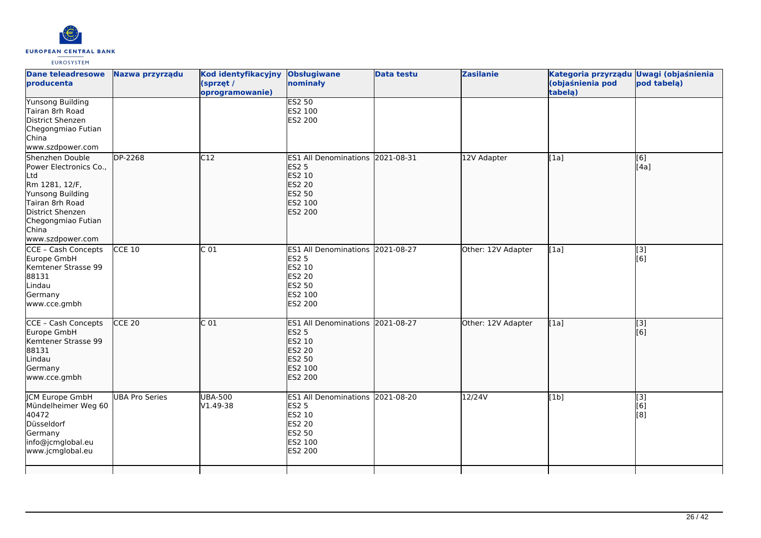| Dane teleadresowe producenta | Nazwa przyrządu | Kod identyfikacyjny (sprzęt / oprogramowanie) | Obsługiwane nominały | Data testu | Zasilanie | Kategoria przyrządu (objaśnienia pod tabelą) | Uwagi (objaśnienia pod tabelą) |
|---|---|---|---|---|---|---|---|
| Yunsong Building<br>Tairan 8rh Road<br>District Shenzen<br>Chegongmiao Futian<br>China<br>www.szdpower.com | | | ES2 50<br>ES2 100<br>ES2 200 | | | | |
| Shenzhen Double Power Electronics Co., Ltd<br>Rm 1281, 12/F,<br>Yunsong Building<br>Tairan 8rh Road<br>District Shenzen<br>Chegongmiao Futian<br>China<br>www.szdpower.com | DP-2268 | C12 | ES1 All Denominations<br>ES2 5<br>ES2 10<br>ES2 20<br>ES2 50<br>ES2 100<br>ES2 200 | 2021-08-31 | 12V Adapter | [1a] | [6]<br>[4a] |
| CCE – Cash Concepts Europe GmbH<br>Kemtener Strasse 99<br>88131<br>Lindau<br>Germany<br>www.cce.gmbh | CCE 10 | C 01 | ES1 All Denominations<br>ES2 5<br>ES2 10<br>ES2 20<br>ES2 50<br>ES2 100<br>ES2 200 | 2021-08-27 | Other: 12V Adapter | [1a] | [3]<br>[6] |
| CCE – Cash Concepts Europe GmbH<br>Kemtener Strasse 99<br>88131<br>Lindau<br>Germany<br>www.cce.gmbh | CCE 20 | C 01 | ES1 All Denominations<br>ES2 5<br>ES2 10<br>ES2 20<br>ES2 50<br>ES2 100<br>ES2 200 | 2021-08-27 | Other: 12V Adapter | [1a] | [3]<br>[6] |
| JCM Europe GmbH<br>Mündelheimer Weg 60<br>40472<br>Düsseldorf<br>Germany<br>info@jcmglobal.eu<br>www.jcmglobal.eu | UBA Pro Series | UBA-500<br>V1.49-38 | ES1 All Denominations<br>ES2 5<br>ES2 10<br>ES2 20<br>ES2 50<br>ES2 100<br>ES2 200 | 2021-08-20 | 12/24V | [1b] | [3]<br>[6]<br>[8] |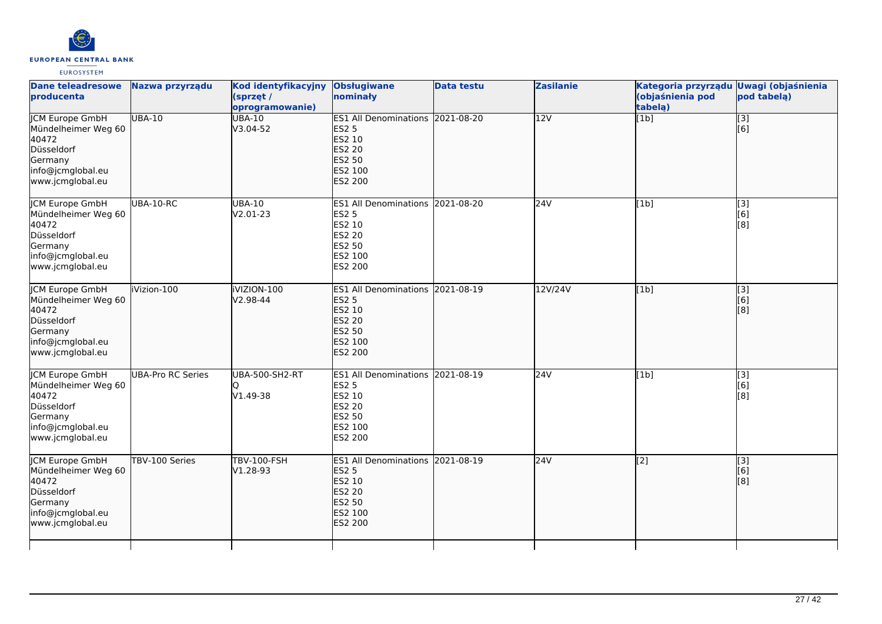| Dane teleadresowe producenta | Nazwa przyrządu | Kod identyfikacyjny (sprzęt / oprogramowanie) | Obsługiwane nominały | Data testu | Zasilanie | Kategoria przyrządu (objaśnienia pod tabelą) | Uwagi (objaśnienia pod tabelą) |
|---|---|---|---|---|---|---|---|
| JCM Europe GmbH<br>Mündelheimer Weg 60<br>40472<br>Düsseldorf<br>Germany<br>info@jcmglobal.eu<br>www.jcmglobal.eu | UBA-10 | UBA-10<br>V3.04-52 | ES1 All Denominations<br>ES2 5<br>ES2 10<br>ES2 20<br>ES2 50<br>ES2 100<br>ES2 200 | 2021-08-20 | 12V | [1b] | [3]<br>[6] |
| JCM Europe GmbH<br>Mündelheimer Weg 60<br>40472<br>Düsseldorf<br>Germany<br>info@jcmglobal.eu<br>www.jcmglobal.eu | UBA-10-RC | UBA-10<br>V2.01-23 | ES1 All Denominations<br>ES2 5<br>ES2 10<br>ES2 20<br>ES2 50<br>ES2 100<br>ES2 200 | 2021-08-20 | 24V | [1b] | [3]<br>[6]<br>[8] |
| JCM Europe GmbH<br>Mündelheimer Weg 60<br>40472<br>Düsseldorf<br>Germany<br>info@jcmglobal.eu<br>www.jcmglobal.eu | iVizion-100 | iVIZION-100<br>V2.98-44 | ES1 All Denominations<br>ES2 5<br>ES2 10<br>ES2 20<br>ES2 50<br>ES2 100<br>ES2 200 | 2021-08-19 | 12V/24V | [1b] | [3]<br>[6]<br>[8] |
| JCM Europe GmbH<br>Mündelheimer Weg 60<br>40472<br>Düsseldorf<br>Germany<br>info@jcmglobal.eu<br>www.jcmglobal.eu | UBA-Pro RC Series | UBA-500-SH2-RT<br>Q<br>V1.49-38 | ES1 All Denominations<br>ES2 5<br>ES2 10<br>ES2 20<br>ES2 50<br>ES2 100<br>ES2 200 | 2021-08-19 | 24V | [1b] | [3]<br>[6]<br>[8] |
| JCM Europe GmbH<br>Mündelheimer Weg 60<br>40472<br>Düsseldorf<br>Germany<br>info@jcmglobal.eu<br>www.jcmglobal.eu | TBV-100 Series | TBV-100-FSH<br>V1.28-93 | ES1 All Denominations<br>ES2 5<br>ES2 10<br>ES2 20<br>ES2 50<br>ES2 100<br>ES2 200 | 2021-08-19 | 24V | [2] | [3]<br>[6]<br>[8] |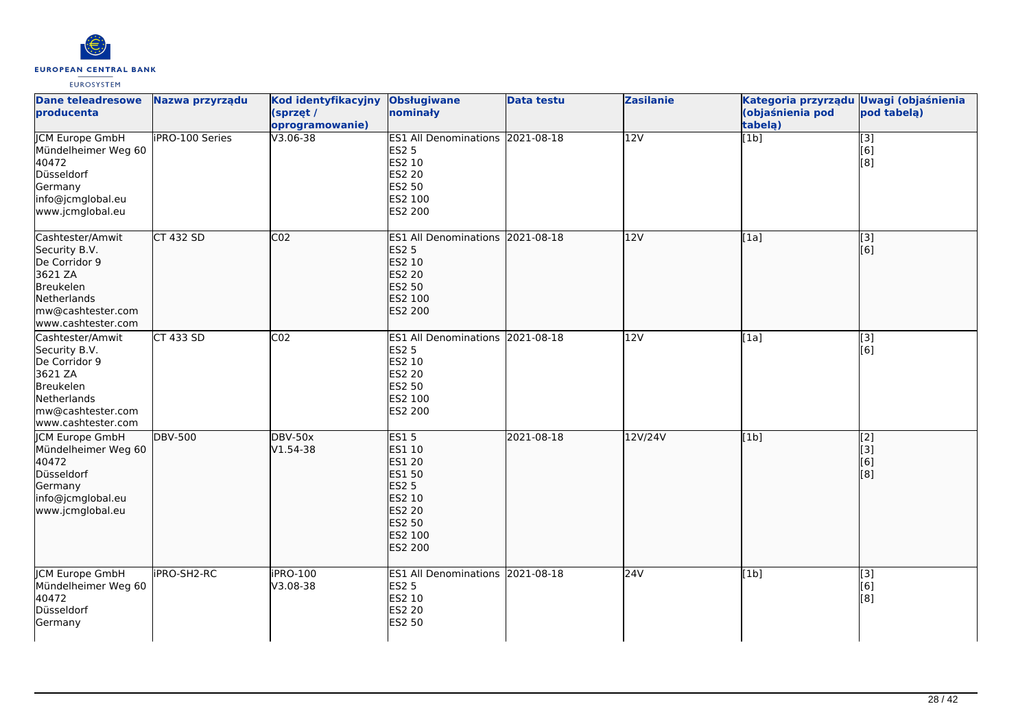| Dane teleadresowe producenta | Nazwa przyrządu | Kod identyfikacyjny (sprzęt / oprogramowanie) | Obsługiwane nominały | Data testu | Zasilanie | Kategoria przyrządu (objaśnienia pod tabelą) | Uwagi (objaśnienia pod tabelą) |
|---|---|---|---|---|---|---|---|
| JCM Europe GmbH<br>Mündelheimer Weg 60<br>40472<br>Düsseldorf<br>Germany<br>info@jcmglobal.eu<br>www.jcmglobal.eu | iPRO-100 Series | V3.06-38 | ES1 All Denominations<br>ES2 5<br>ES2 10<br>ES2 20<br>ES2 50<br>ES2 100<br>ES2 200 | 2021-08-18 | 12V | [1b] | [3]<br>[6]<br>[8] |
| Cashtester/Amwit Security B.V.<br>De Corridor 9<br>3621 ZA<br>Breukelen<br>Netherlands<br>mw@cashtester.com<br>www.cashtester.com | CT 432 SD | C02 | ES1 All Denominations<br>ES2 5<br>ES2 10<br>ES2 20<br>ES2 50<br>ES2 100<br>ES2 200 | 2021-08-18 | 12V | [1a] | [3]<br>[6] |
| Cashtester/Amwit Security B.V.<br>De Corridor 9<br>3621 ZA<br>Breukelen<br>Netherlands<br>mw@cashtester.com<br>www.cashtester.com | CT 433 SD | C02 | ES1 All Denominations<br>ES2 5<br>ES2 10<br>ES2 20<br>ES2 50<br>ES2 100<br>ES2 200 | 2021-08-18 | 12V | [1a] | [3]<br>[6] |
| JCM Europe GmbH<br>Mündelheimer Weg 60<br>40472<br>Düsseldorf<br>Germany<br>info@jcmglobal.eu<br>www.jcmglobal.eu | DBV-500 | DBV-50x<br>V1.54-38 | ES1 5<br>ES1 10<br>ES1 20<br>ES1 50<br>ES2 5<br>ES2 10<br>ES2 20<br>ES2 50<br>ES2 100<br>ES2 200 | 2021-08-18 | 12V/24V | [1b] | [2]<br>[3]<br>[6]<br>[8] |
| JCM Europe GmbH<br>Mündelheimer Weg 60<br>40472<br>Düsseldorf<br>Germany | iPRO-SH2-RC | iPRO-100<br>V3.08-38 | ES1 All Denominations<br>ES2 5<br>ES2 10<br>ES2 20<br>ES2 50 | 2021-08-18 | 24V | [1b] | [3]<br>[6]<br>[8] |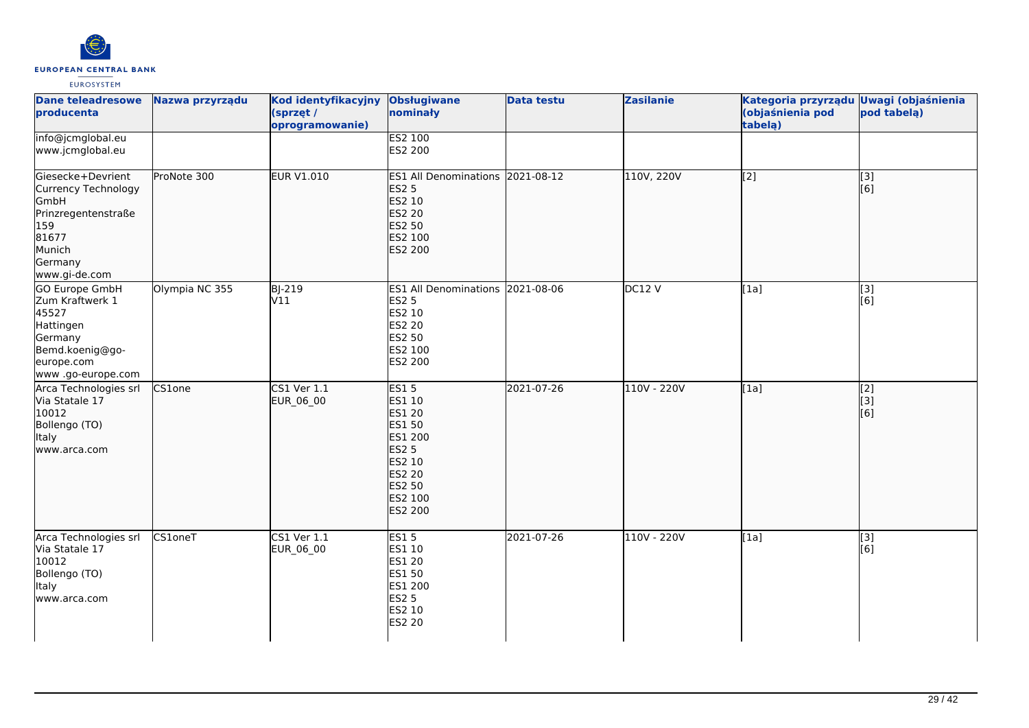| Dane teleadresowe producenta | Nazwa przyrządu | Kod identyfikacyjny (sprzęt / oprogramowanie) | Obsługiwane nominały | Data testu | Zasilanie | Kategoria przyrządu (objaśnienia pod tabelą) | Uwagi (objaśnienia pod tabelą) |
|---|---|---|---|---|---|---|---|
| info@jcmglobal.eu<br>www.jcmglobal.eu | | | ES2 100<br>ES2 200 | | | | |
| Giesecke+Devrient Currency Technology GmbH<br>Prinzregentenstraße 159<br>81677<br>Munich<br>Germany<br>www.gi-de.com | ProNote 300 | EUR V1.010 | ES1 All Denominations<br>ES2 5<br>ES2 10<br>ES2 20<br>ES2 50<br>ES2 100<br>ES2 200 | 2021-08-12 | 110V, 220V | [2] | [3]<br>[6] |
| GO Europe GmbH<br>Zum Kraftwerk 1<br>45527<br>Hattingen<br>Germany<br>Bemd.koenig@go-europe.com<br>www .go-europe.com | Olympia NC 355 | BJ-219<br>V11 | ES1 All Denominations<br>ES2 5<br>ES2 10<br>ES2 20<br>ES2 50<br>ES2 100<br>ES2 200 | 2021-08-06 | DC12 V | [1a] | [3]<br>[6] |
| Arca Technologies srl<br>Via Statale 17<br>10012<br>Bollengo (TO)<br>Italy<br>www.arca.com | CS1one | CS1 Ver 1.1<br>EUR_06_00 | ES1 5<br>ES1 10<br>ES1 20<br>ES1 50<br>ES1 200<br>ES2 5<br>ES2 10<br>ES2 20<br>ES2 50<br>ES2 100<br>ES2 200 | 2021-07-26 | 110V - 220V | [1a] | [2]<br>[3]<br>[6] |
| Arca Technologies srl<br>Via Statale 17<br>10012<br>Bollengo (TO)<br>Italy<br>www.arca.com | CS1oneT | CS1 Ver 1.1<br>EUR_06_00 | ES1 5<br>ES1 10<br>ES1 20<br>ES1 50<br>ES1 200<br>ES2 5<br>ES2 10<br>ES2 20 | 2021-07-26 | 110V - 220V | [1a] | [3]<br>[6] |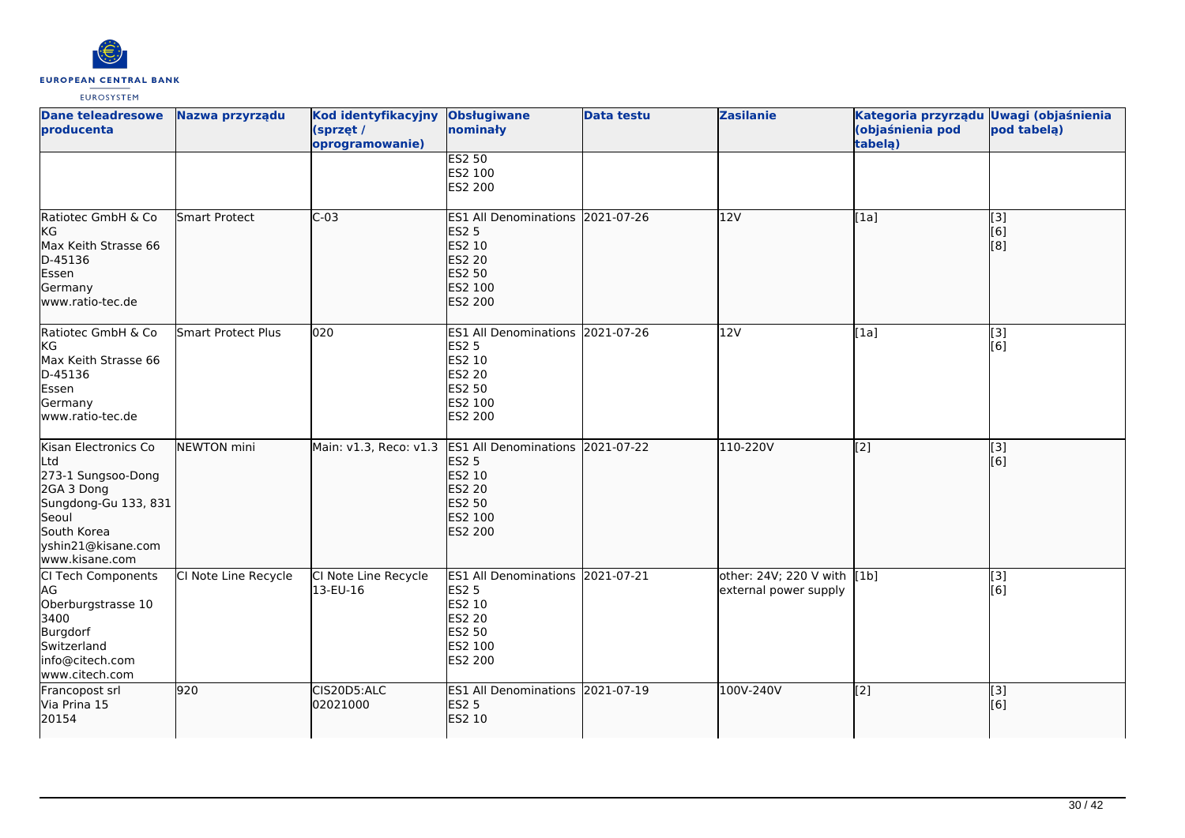| Dane teleadresowe producenta | Nazwa przyrządu | Kod identyfikacyjny (sprzęt / oprogramowanie) | Obsługiwane nominały | Data testu | Zasilanie | Kategoria przyrządu (objaśnienia pod tabelą) | Uwagi (objaśnienia pod tabelą) |
|---|---|---|---|---|---|---|---|
| | | | ES2 50<br>ES2 100<br>ES2 200 | | | | |
| Ratiotec GmbH & Co KG<br>Max Keith Strasse 66<br>D-45136<br>Essen<br>Germany<br>www.ratio-tec.de | Smart Protect | C-03 | ES1 All Denominations<br>ES2 5<br>ES2 10<br>ES2 20<br>ES2 50<br>ES2 100<br>ES2 200 | 2021-07-26 | 12V | [1a] | [3]<br>[6]<br>[8] |
| Ratiotec GmbH & Co KG<br>Max Keith Strasse 66<br>D-45136<br>Essen<br>Germany<br>www.ratio-tec.de | Smart Protect Plus | 020 | ES1 All Denominations<br>ES2 5<br>ES2 10<br>ES2 20<br>ES2 50<br>ES2 100<br>ES2 200 | 2021-07-26 | 12V | [1a] | [3]<br>[6] |
| Kisan Electronics Co Ltd<br>273-1 Sungsoo-Dong<br>2GA 3 Dong<br>Sungdong-Gu 133, 831<br>Seoul<br>South Korea<br>yshin21@kisane.com<br>www.kisane.com | NEWTON mini | Main: v1.3, Reco: v1.3 | ES1 All Denominations<br>ES2 5<br>ES2 10<br>ES2 20<br>ES2 50<br>ES2 100<br>ES2 200 | 2021-07-22 | 110-220V | [2] | [3]<br>[6] |
| CI Tech Components AG<br>Oberburgstrasse 10<br>3400<br>Burgdorf<br>Switzerland<br>info@citech.com<br>www.citech.com | CI Note Line Recycle | CI Note Line Recycle 13-EU-16 | ES1 All Denominations<br>ES2 5<br>ES2 10<br>ES2 20<br>ES2 50<br>ES2 100<br>ES2 200 | 2021-07-21 | other: 24V; 220 V with external power supply | [1b] | [3]<br>[6] |
| Francopost srl<br>Via Prina 15<br>20154 | 920 | CIS20D5:ALC<br>02021000 | ES1 All Denominations<br>ES2 5<br>ES2 10 | 2021-07-19 | 100V-240V | [2] | [3]<br>[6] |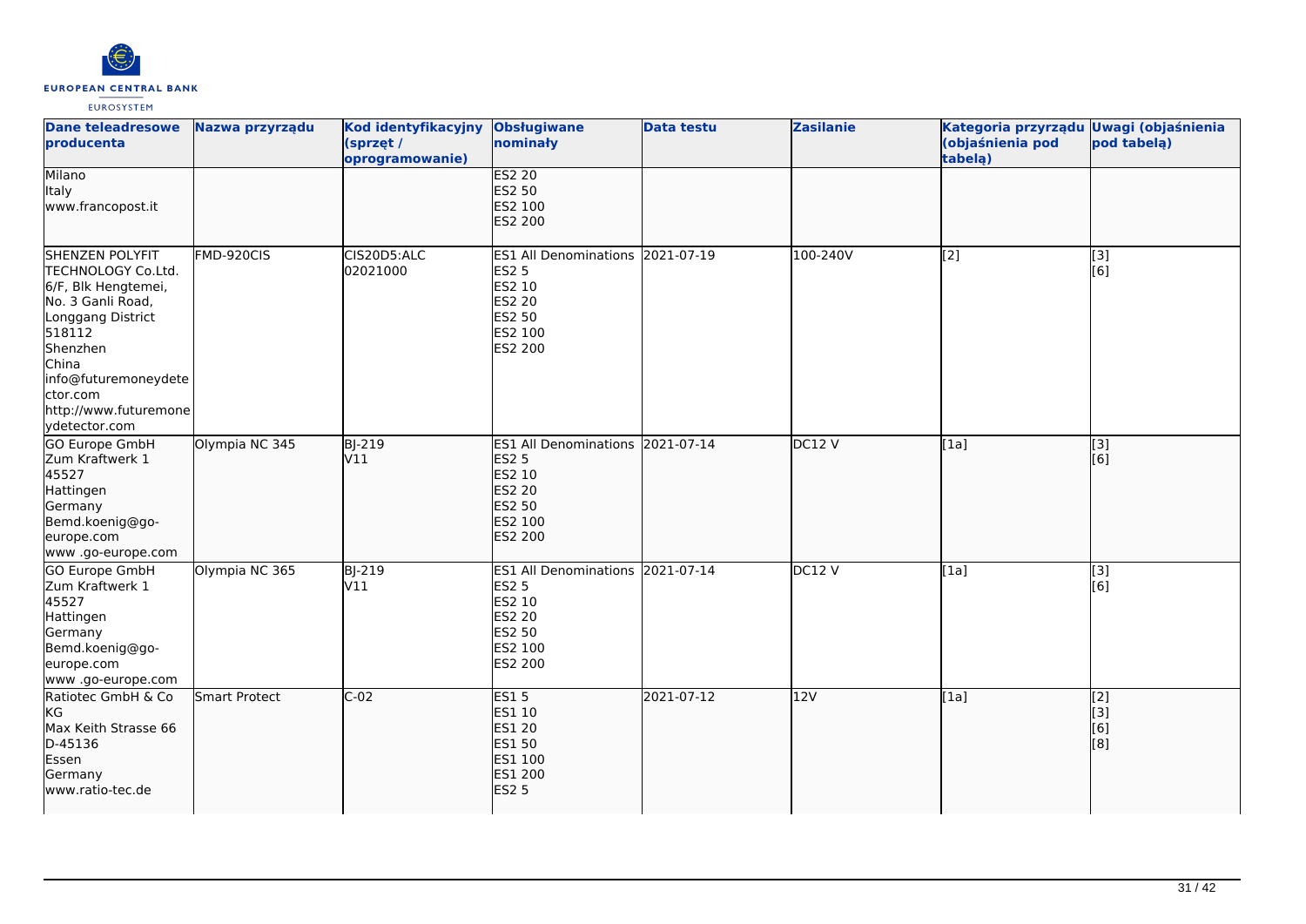| Dane teleadresowe producenta | Nazwa przyrządu | Kod identyfikacyjny (sprzęt / oprogramowanie) | Obsługiwane nominały | Data testu | Zasilanie | Kategoria przyrządu (objaśnienia pod tabelą) | Uwagi (objaśnienia pod tabelą) |
|---|---|---|---|---|---|---|---|
| Milano<br>Italy<br>www.francopost.it | | | ES2 20<br>ES2 50<br>ES2 100<br>ES2 200 | | | | |
| SHENZEN POLYFIT TECHNOLOGY Co.Ltd.<br>6/F, Blk Hengtemei, No. 3 Ganli Road, Longgang District<br>518112<br>Shenzhen<br>China<br>info@futuremoneydetector.com<br>http://www.futuremoneydetector.com | FMD-920CIS | CIS20D5:ALC<br>02021000 | ES1 All Denominations<br>ES2 5<br>ES2 10<br>ES2 20<br>ES2 50<br>ES2 100<br>ES2 200 | 2021-07-19 | 100-240V | [2] | [3]<br>[6] |
| GO Europe GmbH<br>Zum Kraftwerk 1<br>45527<br>Hattingen<br>Germany<br>Bemd.koenig@go-europe.com<br>www .go-europe.com | Olympia NC 345 | BJ-219<br>V11 | ES1 All Denominations<br>ES2 5<br>ES2 10<br>ES2 20<br>ES2 50<br>ES2 100<br>ES2 200 | 2021-07-14 | DC12 V | [1a] | [3]<br>[6] |
| GO Europe GmbH<br>Zum Kraftwerk 1<br>45527<br>Hattingen<br>Germany<br>Bemd.koenig@go-europe.com<br>www .go-europe.com | Olympia NC 365 | BJ-219<br>V11 | ES1 All Denominations<br>ES2 5<br>ES2 10<br>ES2 20<br>ES2 50<br>ES2 100<br>ES2 200 | 2021-07-14 | DC12 V | [1a] | [3]<br>[6] |
| Ratiotec GmbH & Co KG<br>Max Keith Strasse 66<br>D-45136<br>Essen<br>Germany<br>www.ratio-tec.de | Smart Protect | C-02 | ES1 5<br>ES1 10<br>ES1 20<br>ES1 50<br>ES1 100<br>ES1 200<br>ES2 5 | 2021-07-12 | 12V | [1a] | [2]<br>[3]<br>[6]<br>[8] |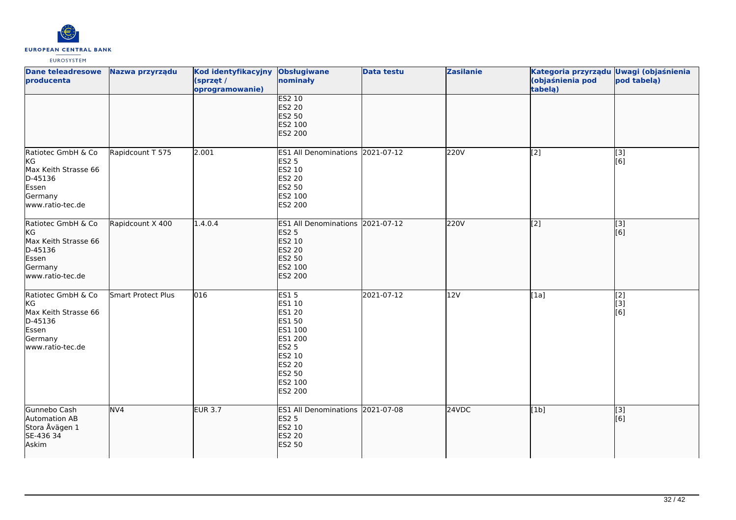| Dane teleadresowe producenta | Nazwa przyrządu | Kod identyfikacyjny (sprzęt / oprogramowanie) | Obsługiwane nominały | Data testu | Zasilanie | Kategoria przyrządu (objaśnienia pod tabelą) | Uwagi (objaśnienia pod tabelą) |
|---|---|---|---|---|---|---|---|
| | | | ES2 10<br>ES2 20<br>ES2 50<br>ES2 100<br>ES2 200 | | | | |
| Ratiotec GmbH & Co KG<br>Max Keith Strasse 66<br>D-45136<br>Essen<br>Germany<br>www.ratio-tec.de | Rapidcount T 575 | 2.001 | ES1 All Denominations<br>ES2 5<br>ES2 10<br>ES2 20<br>ES2 50<br>ES2 100<br>ES2 200 | 2021-07-12 | 220V | [2] | [3]<br>[6] |
| Ratiotec GmbH & Co KG<br>Max Keith Strasse 66<br>D-45136<br>Essen<br>Germany<br>www.ratio-tec.de | Rapidcount X 400 | 1.4.0.4 | ES1 All Denominations<br>ES2 5<br>ES2 10<br>ES2 20<br>ES2 50<br>ES2 100<br>ES2 200 | 2021-07-12 | 220V | [2] | [3]<br>[6] |
| Ratiotec GmbH & Co KG<br>Max Keith Strasse 66<br>D-45136<br>Essen<br>Germany<br>www.ratio-tec.de | Smart Protect Plus | 016 | ES1 5<br>ES1 10<br>ES1 20<br>ES1 50<br>ES1 100<br>ES1 200<br>ES2 5<br>ES2 10<br>ES2 20<br>ES2 50<br>ES2 100<br>ES2 200 | 2021-07-12 | 12V | [1a] | [2]<br>[3]<br>[6] |
| Gunnebo Cash Automation AB<br>Stora Åvägen 1<br>SE-436 34<br>Askim | NV4 | EUR 3.7 | ES1 All Denominations<br>ES2 5<br>ES2 10<br>ES2 20<br>ES2 50 | 2021-07-08 | 24VDC | [1b] | [3]<br>[6] |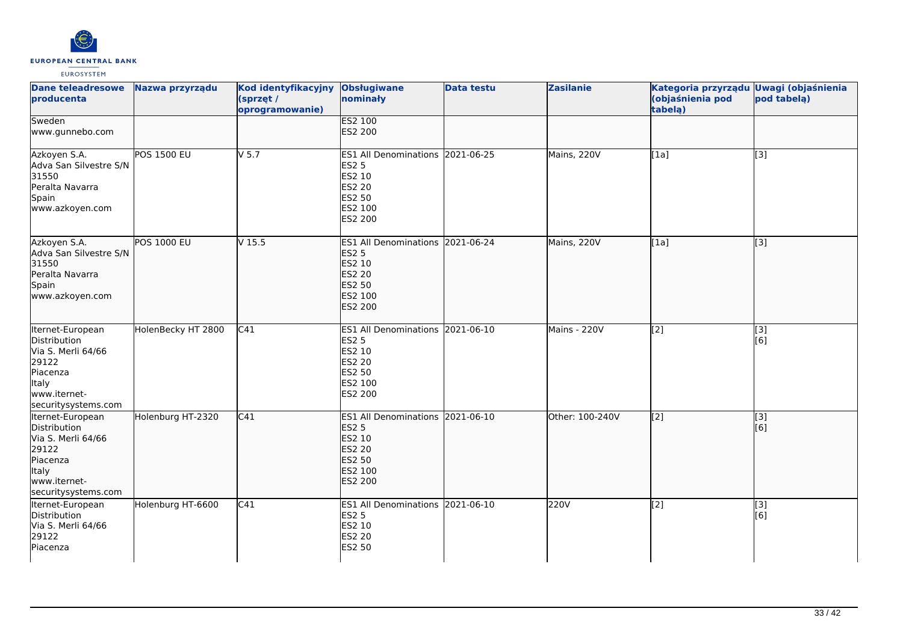| Dane teleadresowe producenta | Nazwa przyrządu | Kod identyfikacyjny (sprzęt / oprogramowanie) | Obsługiwane nominały | Data testu | Zasilanie | Kategoria przyrządu (objaśnienia pod tabelą) | Uwagi (objaśnienia pod tabelą) |
|---|---|---|---|---|---|---|---|
| Sweden<br>www.gunnebo.com | | | ES2 100<br>ES2 200 | | | | |
| Azkoyen S.A.<br>Adva San Silvestre S/N<br>31550<br>Peralta Navarra<br>Spain<br>www.azkoyen.com | POS 1500 EU | V 5.7 | ES1 All Denominations<br>ES2 5<br>ES2 10<br>ES2 20<br>ES2 50<br>ES2 100<br>ES2 200 | 2021-06-25 | Mains, 220V | [1a] | [3] |
| Azkoyen S.A.<br>Adva San Silvestre S/N<br>31550<br>Peralta Navarra<br>Spain<br>www.azkoyen.com | POS 1000 EU | V 15.5 | ES1 All Denominations<br>ES2 5<br>ES2 10<br>ES2 20<br>ES2 50<br>ES2 100<br>ES2 200 | 2021-06-24 | Mains, 220V | [1a] | [3] |
| Iternet-European Distribution<br>Via S. Merli 64/66<br>29122<br>Piacenza<br>Italy<br>www.iternet-securitysystems.com | HolenBecky HT 2800 | C41 | ES1 All Denominations<br>ES2 5<br>ES2 10<br>ES2 20<br>ES2 50<br>ES2 100<br>ES2 200 | 2021-06-10 | Mains - 220V | [2] | [3]<br>[6] |
| Iternet-European Distribution<br>Via S. Merli 64/66<br>29122<br>Piacenza<br>Italy<br>www.iternet-securitysystems.com | Holenburg HT-2320 | C41 | ES1 All Denominations<br>ES2 5<br>ES2 10<br>ES2 20<br>ES2 50<br>ES2 100<br>ES2 200 | 2021-06-10 | Other: 100-240V | [2] | [3]<br>[6] |
| Iternet-European Distribution<br>Via S. Merli 64/66<br>29122<br>Piacenza | Holenburg HT-6600 | C41 | ES1 All Denominations<br>ES2 5<br>ES2 10<br>ES2 20<br>ES2 50 | 2021-06-10 | 220V | [2] | [3]<br>[6] |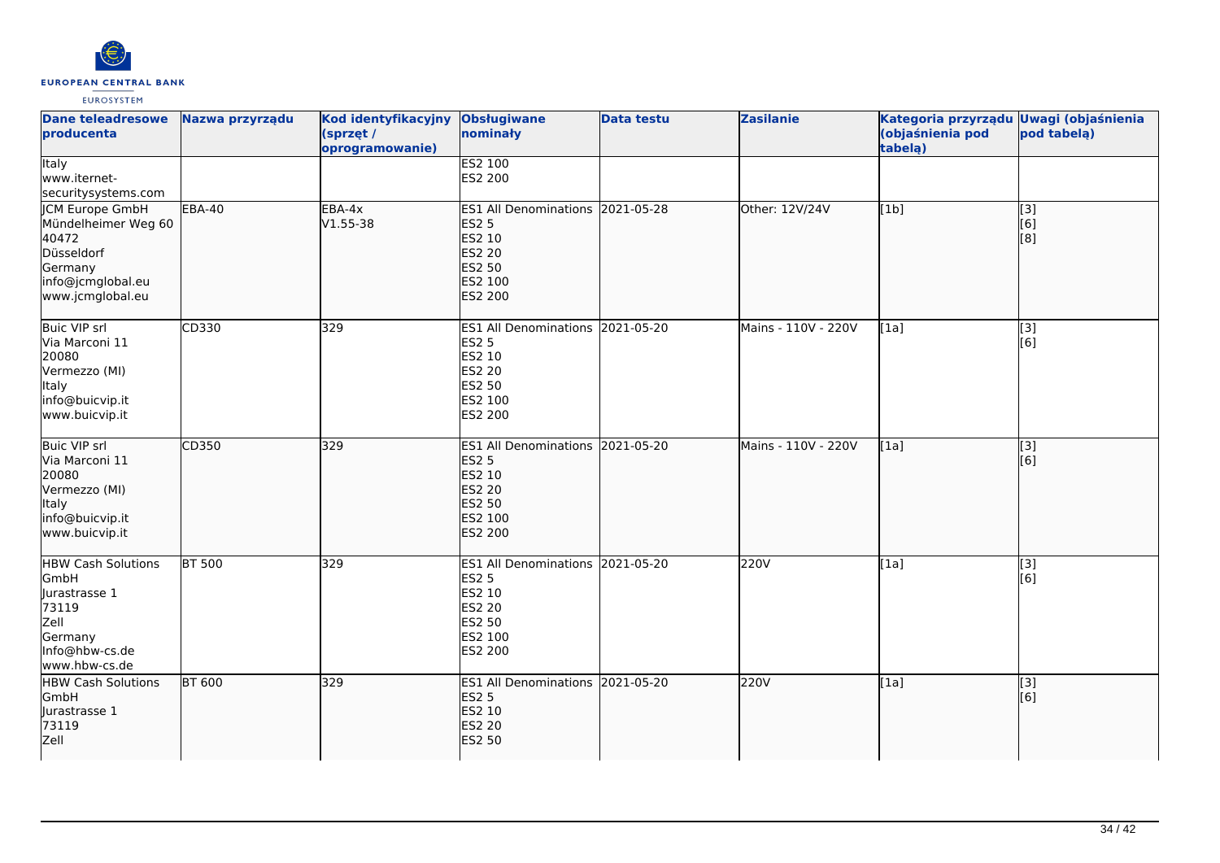| Dane teleadresowe producenta | Nazwa przyrządu | Kod identyfikacyjny (sprzęt / oprogramowanie) | Obsługiwane nominały | Data testu | Zasilanie | Kategoria przyrządu (objaśnienia pod tabelą) | Uwagi (objaśnienia pod tabelą) |
|---|---|---|---|---|---|---|---|
| Italy<br>www.iternet-securitysystems.com | | | ES2 100<br>ES2 200 | | | | |
| JCM Europe GmbH<br>Mündelheimer Weg 60<br>40472<br>Düsseldorf<br>Germany<br>info@jcmglobal.eu<br>www.jcmglobal.eu | EBA-40 | EBA-4x<br>V1.55-38 | ES1 All Denominations<br>ES2 5<br>ES2 10<br>ES2 20<br>ES2 50<br>ES2 100<br>ES2 200 | 2021-05-28 | Other: 12V/24V | [1b] | [3]<br>[6]<br>[8] |
| Buic VIP srl<br>Via Marconi 11<br>20080<br>Vermezzo (MI)<br>Italy<br>info@buicvip.it<br>www.buicvip.it | CD330 | 329 | ES1 All Denominations<br>ES2 5<br>ES2 10<br>ES2 20<br>ES2 50<br>ES2 100<br>ES2 200 | 2021-05-20 | Mains - 110V - 220V | [1a] | [3]<br>[6] |
| Buic VIP srl<br>Via Marconi 11<br>20080<br>Vermezzo (MI)<br>Italy<br>info@buicvip.it<br>www.buicvip.it | CD350 | 329 | ES1 All Denominations<br>ES2 5<br>ES2 10<br>ES2 20<br>ES2 50<br>ES2 100<br>ES2 200 | 2021-05-20 | Mains - 110V - 220V | [1a] | [3]<br>[6] |
| HBW Cash Solutions GmbH<br>Jurastrasse 1<br>73119<br>Zell<br>Germany<br>Info@hbw-cs.de<br>www.hbw-cs.de | BT 500 | 329 | ES1 All Denominations<br>ES2 5<br>ES2 10<br>ES2 20<br>ES2 50<br>ES2 100<br>ES2 200 | 2021-05-20 | 220V | [1a] | [3]<br>[6] |
| HBW Cash Solutions GmbH<br>Jurastrasse 1<br>73119<br>Zell | BT 600 | 329 | ES1 All Denominations<br>ES2 5<br>ES2 10<br>ES2 20<br>ES2 50 | 2021-05-20 | 220V | [1a] | [3]<br>[6] |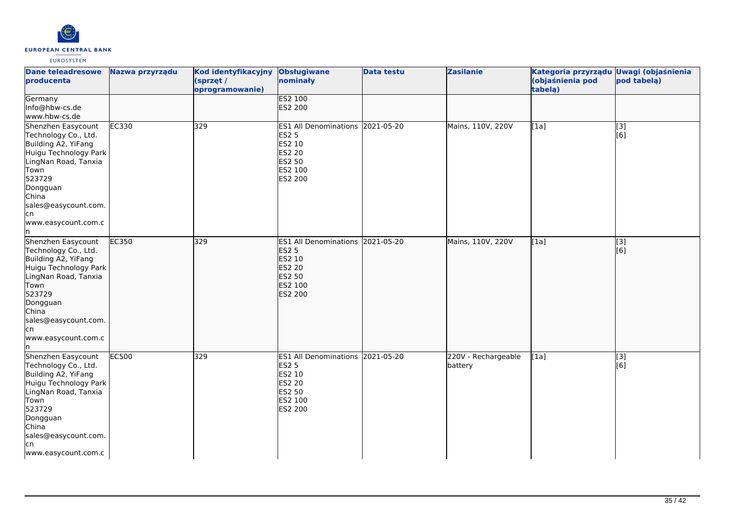| Dane teleadresowe producenta | Nazwa przyrządu | Kod identyfikacyjny (sprzęt / oprogramowanie) | Obsługiwane nominały | Data testu | Zasilanie | Kategoria przyrządu (objaśnienia pod tabelą) | Uwagi (objaśnienia pod tabelą) |
|---|---|---|---|---|---|---|---|
| Germany<br>Info@hbw-cs.de<br>www.hbw-cs.de | | | ES2 100<br>ES2 200 | | | | |
| Shenzhen Easycount Technology Co., Ltd.<br>Building A2, YiFang Huigu Technology Park LingNan Road, Tanxia Town<br>523729<br>Dongguan<br>China<br>sales@easycount.com.cn<br>www.easycount.com.cn | EC330 | 329 | ES1 All Denominations<br>ES2 5<br>ES2 10<br>ES2 20<br>ES2 50<br>ES2 100<br>ES2 200 | 2021-05-20 | Mains, 110V, 220V | [1a] | [3]<br>[6] |
| Shenzhen Easycount Technology Co., Ltd.<br>Building A2, YiFang Huigu Technology Park LingNan Road, Tanxia Town<br>523729<br>Dongguan<br>China<br>sales@easycount.com.cn<br>www.easycount.com.cn | EC350 | 329 | ES1 All Denominations<br>ES2 5<br>ES2 10<br>ES2 20<br>ES2 50<br>ES2 100<br>ES2 200 | 2021-05-20 | Mains, 110V, 220V | [1a] | [3]<br>[6] |
| Shenzhen Easycount Technology Co., Ltd.<br>Building A2, YiFang Huigu Technology Park LingNan Road, Tanxia Town<br>523729<br>Dongguan<br>China<br>sales@easycount.com.cn<br>www.easycount.com.c | EC500 | 329 | ES1 All Denominations<br>ES2 5<br>ES2 10<br>ES2 20<br>ES2 50<br>ES2 100<br>ES2 200 | 2021-05-20 | 220V - Rechargeable battery | [1a] | [3]<br>[6] |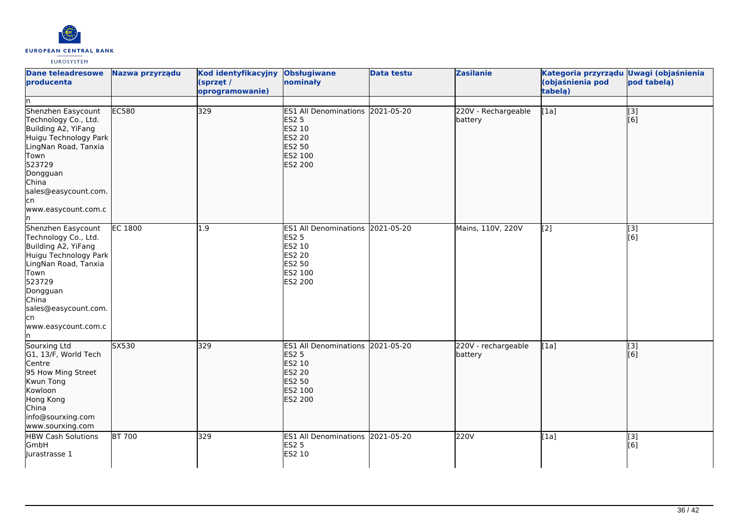| Dane teleadresowe producenta | Nazwa przyrządu | Kod identyfikacyjny (sprzęt / oprogramowanie) | Obsługiwane nominały | Data testu | Zasilanie | Kategoria przyrządu (objaśnienia pod tabelą) | Uwagi (objaśnienia pod tabelą) |
|---|---|---|---|---|---|---|---|
| n | | | | | | | |
| Shenzhen Easycount Technology Co., Ltd.<br>Building A2, YiFang Huigu Technology Park LingNan Road, Tanxia Town<br>523729<br>Dongguan<br>China<br>sales@easycount.com.cn<br>www.easycount.com.cn | EC580 | 329 | ES1 All Denominations<br>ES2 5<br>ES2 10<br>ES2 20<br>ES2 50<br>ES2 100<br>ES2 200 | 2021-05-20 | 220V - Rechargeable battery | [1a] | [3]<br>[6] |
| Shenzhen Easycount Technology Co., Ltd.<br>Building A2, YiFang Huigu Technology Park LingNan Road, Tanxia Town<br>523729<br>Dongguan<br>China<br>sales@easycount.com.cn<br>www.easycount.com.cn | EC 1800 | 1.9 | ES1 All Denominations<br>ES2 5<br>ES2 10<br>ES2 20<br>ES2 50<br>ES2 100<br>ES2 200 | 2021-05-20 | Mains, 110V, 220V | [2] | [3]<br>[6] |
| Sourxing Ltd<br>G1, 13/F, World Tech Centre<br>95 How Ming Street<br>Kwun Tong<br>Kowloon<br>Hong Kong<br>China<br>info@sourxing.com<br>www.sourxing.com | SX530 | 329 | ES1 All Denominations<br>ES2 5<br>ES2 10<br>ES2 20<br>ES2 50<br>ES2 100<br>ES2 200 | 2021-05-20 | 220V - rechargeable battery | [1a] | [3]<br>[6] |
| HBW Cash Solutions GmbH<br>Jurastrasse 1 | BT 700 | 329 | ES1 All Denominations<br>ES2 5<br>ES2 10 | 2021-05-20 | 220V | [1a] | [3]<br>[6] |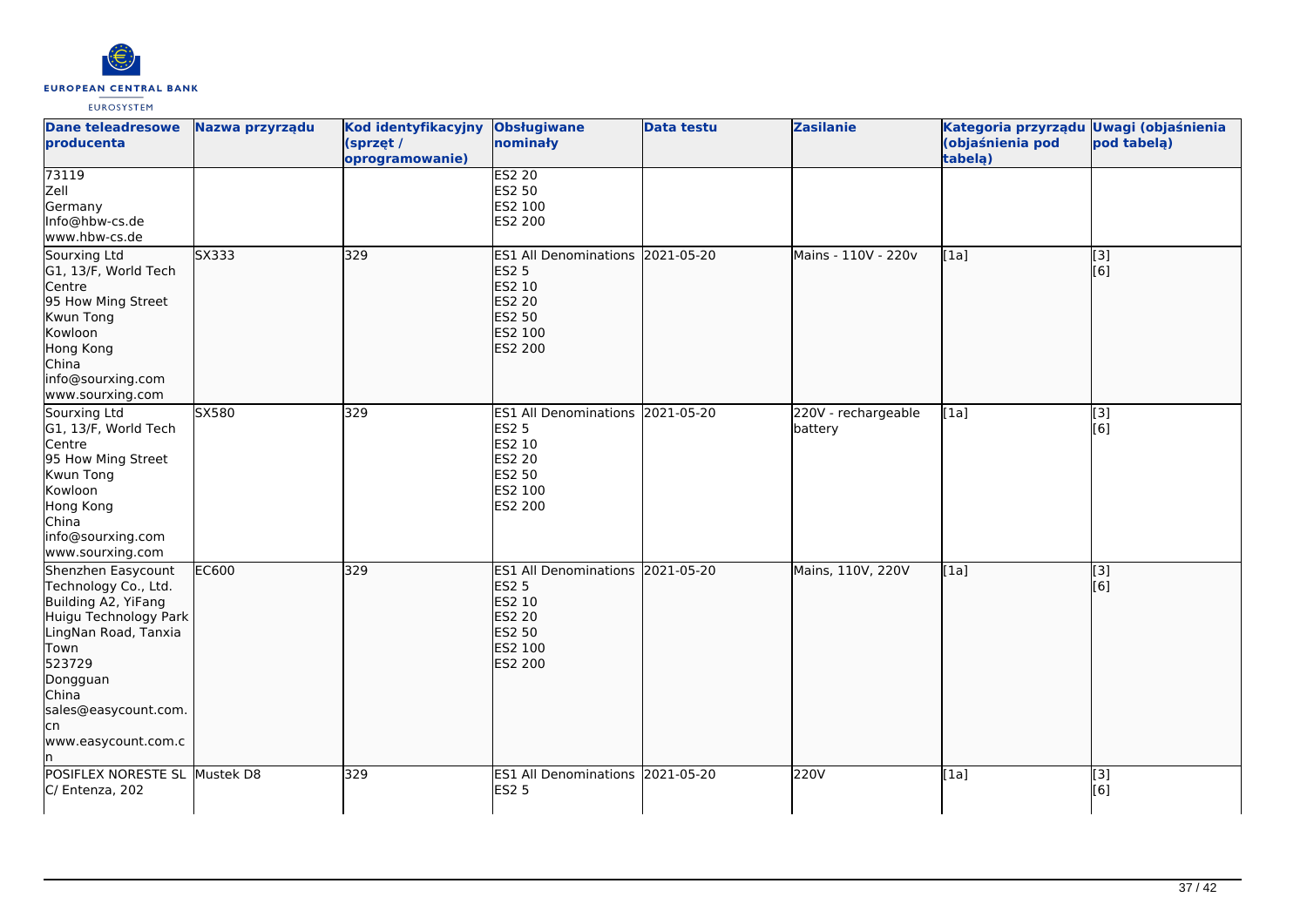| Dane teleadresowe producenta | Nazwa przyrządu | Kod identyfikacyjny (sprzęt / oprogramowanie) | Obsługiwane nominały | Data testu | Zasilanie | Kategoria przyrządu (objaśnienia pod tabelą) | Uwagi (objaśnienia pod tabelą) |
|---|---|---|---|---|---|---|---|
| 73119<br>Zell<br>Germany<br>Info@hbw-cs.de<br>www.hbw-cs.de | | | ES2 20<br>ES2 50<br>ES2 100<br>ES2 200 | | | | |
| Sourxing Ltd<br>G1, 13/F, World Tech Centre<br>95 How Ming Street<br>Kwun Tong<br>Kowloon<br>Hong Kong<br>China<br>info@sourxing.com<br>www.sourxing.com | SX333 | 329 | ES1 All Denominations<br>ES2 5<br>ES2 10<br>ES2 20<br>ES2 50<br>ES2 100<br>ES2 200 | 2021-05-20 | Mains - 110V - 220v | [1a] | [3]<br>[6] |
| Sourxing Ltd<br>G1, 13/F, World Tech Centre<br>95 How Ming Street<br>Kwun Tong<br>Kowloon<br>Hong Kong<br>China<br>info@sourxing.com<br>www.sourxing.com | SX580 | 329 | ES1 All Denominations<br>ES2 5<br>ES2 10<br>ES2 20<br>ES2 50<br>ES2 100<br>ES2 200 | 2021-05-20 | 220V - rechargeable battery | [1a] | [3]<br>[6] |
| Shenzhen Easycount Technology Co., Ltd.<br>Building A2, YiFang Huigu Technology Park<br>LingNan Road, Tanxia Town<br>523729<br>Dongguan<br>China<br>sales@easycount.com.cn<br>www.easycount.com.cn | EC600 | 329 | ES1 All Denominations<br>ES2 5<br>ES2 10<br>ES2 20<br>ES2 50<br>ES2 100<br>ES2 200 | 2021-05-20 | Mains, 110V, 220V | [1a] | [3]<br>[6] |
| POSIFLEX NORESTE SL<br>C/ Entenza, 202 | Mustek D8 | 329 | ES1 All Denominations<br>ES2 5 | 2021-05-20 | 220V | [1a] | [3]<br>[6] |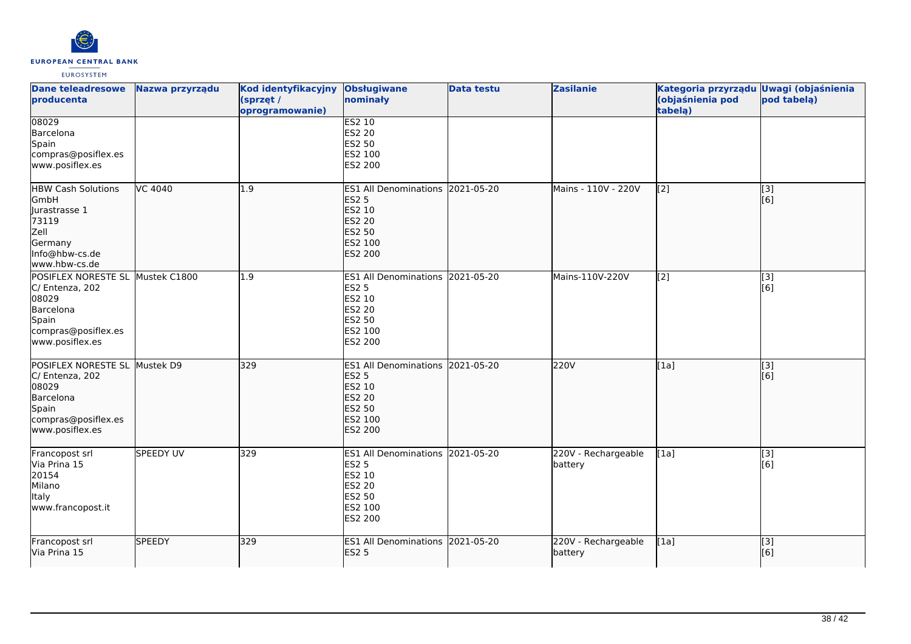| Dane teleadresowe producenta | Nazwa przyrządu | Kod identyfikacyjny (sprzęt / oprogramowanie) | Obsługiwane nominały | Data testu | Zasilanie | Kategoria przyrządu (objaśnienia pod tabelą) | Uwagi (objaśnienia pod tabelą) |
|---|---|---|---|---|---|---|---|
| 08029<br>Barcelona<br>Spain<br>compras@posiflex.es<br>www.posiflex.es | | | ES2 10<br>ES2 20<br>ES2 50<br>ES2 100<br>ES2 200 | | | | |
| HBW Cash Solutions GmbH<br>Jurastrasse 1<br>73119<br>Zell<br>Germany<br>Info@hbw-cs.de<br>www.hbw-cs.de | VC 4040 | 1.9 | ES1 All Denominations<br>ES2 5<br>ES2 10<br>ES2 20<br>ES2 50<br>ES2 100<br>ES2 200 | 2021-05-20 | Mains - 110V - 220V | [2] | [3]<br>[6] |
| POSIFLEX NORESTE SL<br>C/ Entenza, 202<br>08029<br>Barcelona<br>Spain<br>compras@posiflex.es<br>www.posiflex.es | Mustek C1800 | 1.9 | ES1 All Denominations<br>ES2 5<br>ES2 10<br>ES2 20<br>ES2 50<br>ES2 100<br>ES2 200 | 2021-05-20 | Mains-110V-220V | [2] | [3]<br>[6] |
| POSIFLEX NORESTE SL<br>C/ Entenza, 202<br>08029<br>Barcelona<br>Spain<br>compras@posiflex.es<br>www.posiflex.es | Mustek D9 | 329 | ES1 All Denominations<br>ES2 5<br>ES2 10<br>ES2 20<br>ES2 50<br>ES2 100<br>ES2 200 | 2021-05-20 | 220V | [1a] | [3]<br>[6] |
| Francopost srl<br>Via Prina 15<br>20154<br>Milano<br>Italy<br>www.francopost.it | SPEEDY UV | 329 | ES1 All Denominations<br>ES2 5<br>ES2 10<br>ES2 20<br>ES2 50<br>ES2 100<br>ES2 200 | 2021-05-20 | 220V - Rechargeable battery | [1a] | [3]<br>[6] |
| Francopost srl<br>Via Prina 15 | SPEEDY | 329 | ES1 All Denominations<br>ES2 5 | 2021-05-20 | 220V - Rechargeable battery | [1a] | [3]<br>[6] |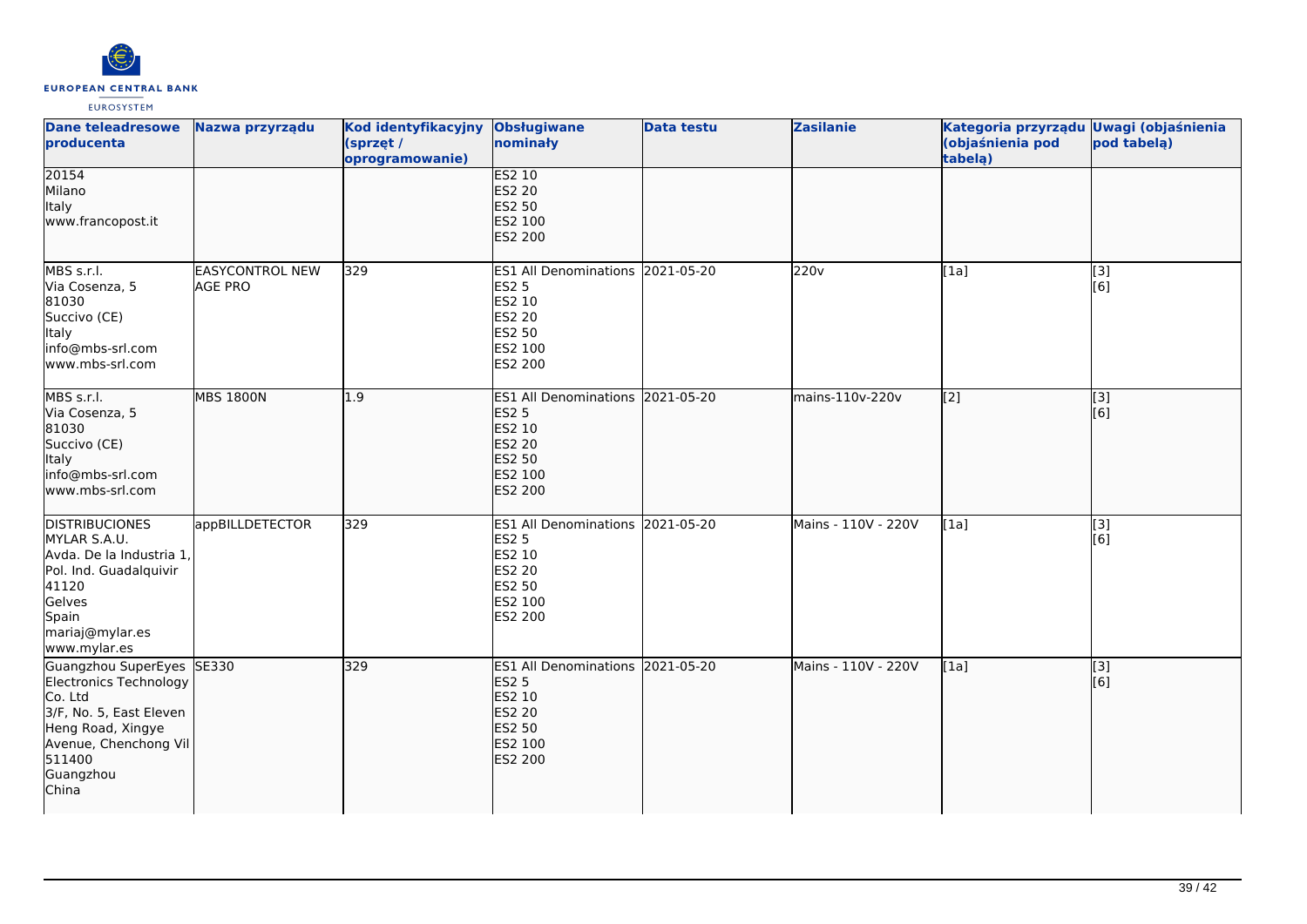| Dane teleadresowe producenta | Nazwa przyrządu | Kod identyfikacyjny (sprzęt / oprogramowanie) | Obsługiwane nominały | Data testu | Zasilanie | Kategoria przyrządu (objaśnienia pod tabelą) | Uwagi (objaśnienia pod tabelą) |
|---|---|---|---|---|---|---|---|
| 20154<br>Milano<br>Italy<br>www.francopost.it | | | ES2 10<br>ES2 20<br>ES2 50<br>ES2 100<br>ES2 200 | | | | |
| MBS s.r.l.<br>Via Cosenza, 5<br>81030<br>Succivo (CE)<br>Italy<br>info@mbs-srl.com<br>www.mbs-srl.com | EASYCONTROL NEW AGE PRO | 329 | ES1 All Denominations<br>ES2 5<br>ES2 10<br>ES2 20<br>ES2 50<br>ES2 100<br>ES2 200 | 2021-05-20 | 220v | [1a] | [3]<br>[6] |
| MBS s.r.l.<br>Via Cosenza, 5<br>81030<br>Succivo (CE)<br>Italy<br>info@mbs-srl.com<br>www.mbs-srl.com | MBS 1800N | 1.9 | ES1 All Denominations<br>ES2 5<br>ES2 10<br>ES2 20<br>ES2 50<br>ES2 100<br>ES2 200 | 2021-05-20 | mains-110v-220v | [2] | [3]<br>[6] |
| DISTRIBUCIONES MYLAR S.A.U.<br>Avda. De la Industria 1, Pol. Ind. Guadalquivir<br>41120<br>Gelves<br>Spain<br>mariaj@mylar.es<br>www.mylar.es | appBILLDETECTOR | 329 | ES1 All Denominations<br>ES2 5<br>ES2 10<br>ES2 20<br>ES2 50<br>ES2 100<br>ES2 200 | 2021-05-20 | Mains - 110V - 220V | [1a] | [3]<br>[6] |
| Guangzhou SuperEyes Electronics Technology Co. Ltd<br>3/F, No. 5, East Eleven Heng Road, Xingye Avenue, Chenchong Vil<br>511400<br>Guangzhou<br>China | SE330 | 329 | ES1 All Denominations<br>ES2 5<br>ES2 10<br>ES2 20<br>ES2 50<br>ES2 100<br>ES2 200 | 2021-05-20 | Mains - 110V - 220V | [1a] | [3]<br>[6] |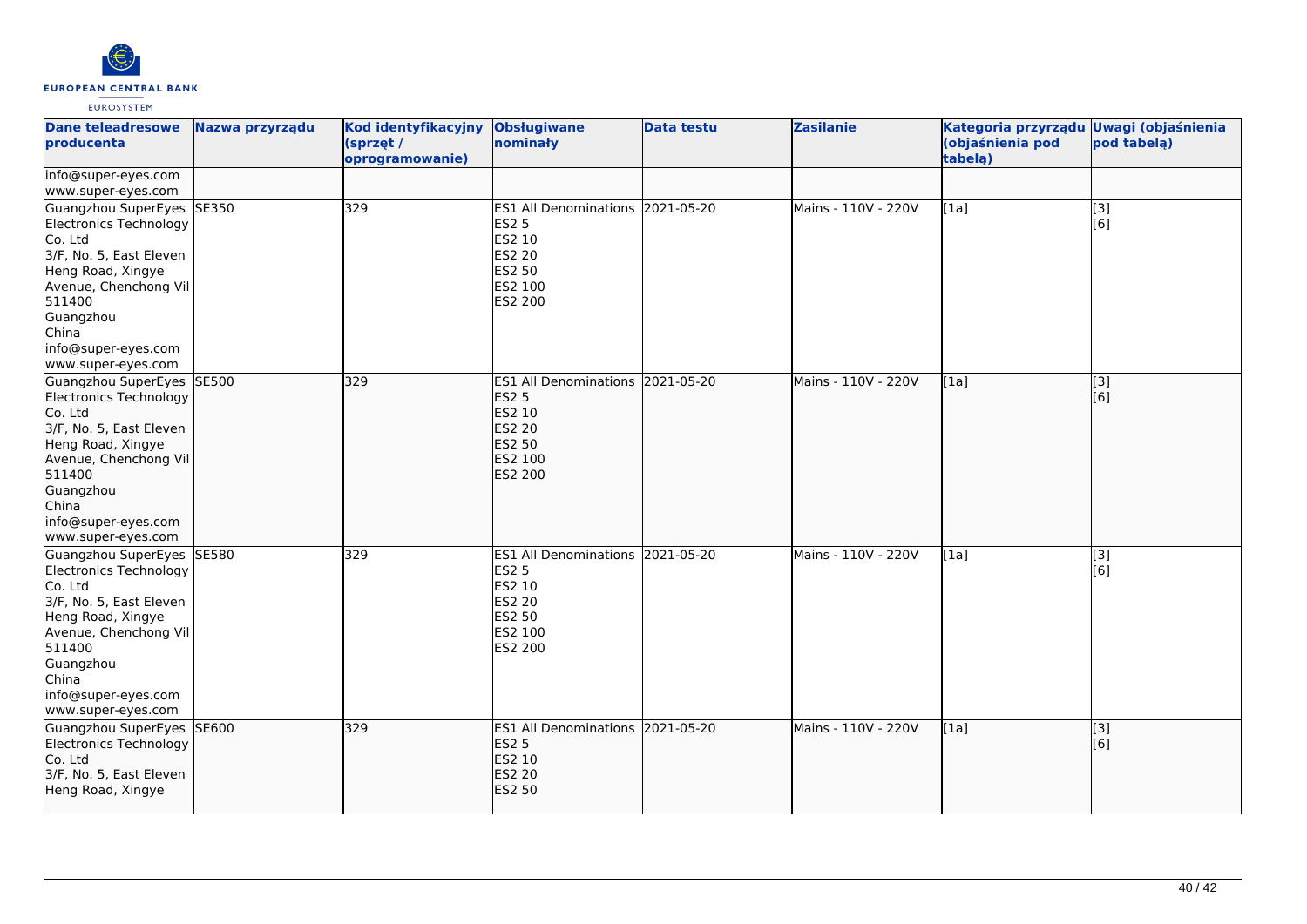| Dane teleadresowe producenta | Nazwa przyrządu | Kod identyfikacyjny (sprzęt / oprogramowanie) | Obsługiwane nominały | Data testu | Zasilanie | Kategoria przyrządu (objaśnienia pod tabelą) | Uwagi (objaśnienia pod tabelą) |
|---|---|---|---|---|---|---|---|
| info@super-eyes.com<br>www.super-eyes.com | | | | | | | |
| Guangzhou SuperEyes Electronics Technology Co. Ltd<br>3/F, No. 5, East Eleven Heng Road, Xingye Avenue, Chenchong Vil<br>511400<br>Guangzhou<br>China<br>info@super-eyes.com<br>www.super-eyes.com | SE350 | 329 | ES1 All Denominations<br>ES2 5<br>ES2 10<br>ES2 20<br>ES2 50<br>ES2 100<br>ES2 200 | 2021-05-20 | Mains - 110V - 220V | [1a] | [3]<br>[6] |
| Guangzhou SuperEyes Electronics Technology Co. Ltd<br>3/F, No. 5, East Eleven Heng Road, Xingye Avenue, Chenchong Vil<br>511400<br>Guangzhou<br>China<br>info@super-eyes.com<br>www.super-eyes.com | SE500 | 329 | ES1 All Denominations<br>ES2 5<br>ES2 10<br>ES2 20<br>ES2 50<br>ES2 100<br>ES2 200 | 2021-05-20 | Mains - 110V - 220V | [1a] | [3]<br>[6] |
| Guangzhou SuperEyes Electronics Technology Co. Ltd<br>3/F, No. 5, East Eleven Heng Road, Xingye Avenue, Chenchong Vil<br>511400<br>Guangzhou<br>China<br>info@super-eyes.com<br>www.super-eyes.com | SE580 | 329 | ES1 All Denominations<br>ES2 5<br>ES2 10<br>ES2 20<br>ES2 50<br>ES2 100<br>ES2 200 | 2021-05-20 | Mains - 110V - 220V | [1a] | [3]<br>[6] |
| Guangzhou SuperEyes Electronics Technology Co. Ltd<br>3/F, No. 5, East Eleven Heng Road, Xingye | SE600 | 329 | ES1 All Denominations<br>ES2 5<br>ES2 10<br>ES2 20<br>ES2 50 | 2021-05-20 | Mains - 110V - 220V | [1a] | [3]<br>[6] |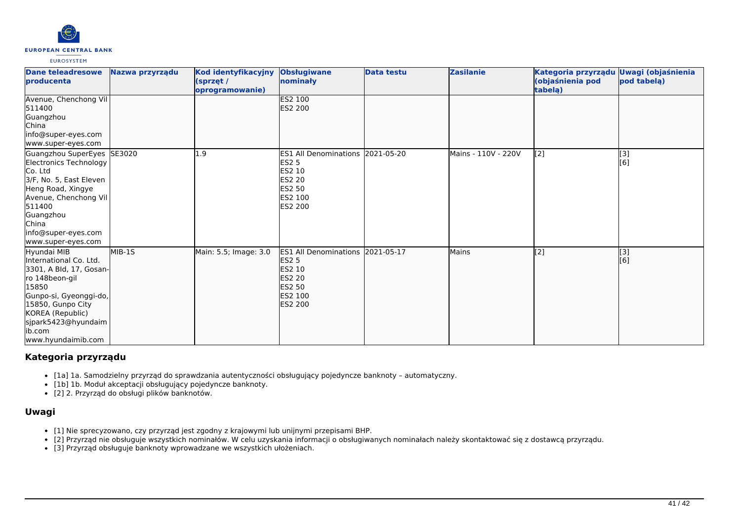| Dane teleadresowe producenta | Nazwa przyrządu | Kod identyfikacyjny (sprzęt / oprogramowanie) | Obsługiwane nominały | Data testu | Zasilanie | Kategoria przyrządu (objaśnienia pod tabelą) | Uwagi (objaśnienia pod tabelą) |
| --- | --- | --- | --- | --- | --- | --- | --- |
| Avenue, Chenchong Vil<br>511400<br>Guangzhou<br>China<br>info@super-eyes.com<br>www.super-eyes.com | | | ES2 100<br>ES2 200 | | | | |
| Guangzhou SuperEyes Electronics Technology Co. Ltd<br>3/F, No. 5, East Eleven Heng Road, Xingye Avenue, Chenchong Vil<br>511400<br>Guangzhou<br>China<br>info@super-eyes.com<br>www.super-eyes.com | SE3020 | 1.9 | ES1 All Denominations<br>ES2 5<br>ES2 10<br>ES2 20<br>ES2 50<br>ES2 100<br>ES2 200 | 2021-05-20 | Mains - 110V - 220V | [2] | [3]<br>[6] |
| Hyundai MIB International Co. Ltd.<br>3301, A Bld, 17, Gosan-ro 148beon-gil<br>15850<br>Gunpo-si, Gyeonggi-do, 15850, Gunpo City<br>KOREA (Republic)<br>sjpark5423@hyundaimib.com<br>www.hyundaimib.com | MIB-1S | Main: 5.5; Image: 3.0 | ES1 All Denominations<br>ES2 5<br>ES2 10<br>ES2 20<br>ES2 50<br>ES2 100<br>ES2 200 | 2021-05-17 | Mains | [2] | [3]<br>[6] |

## Kategoria przyrządu

- [1a] 1a. Samodzielny przyrząd do sprawdzania autentyczności obsługujący pojedyncze banknoty – automatyczny.
- [1b] 1b. Moduł akceptacji obsługujący pojedyncze banknoty.
- [2] 2. Przyrząd do obsługi plików banknotów.

## Uwagi

- [1] Nie sprecyzowano, czy przyrząd jest zgodny z krajowymi lub unijnymi przepisami BHP.
- [2] Przyrząd nie obsługuje wszystkich nominałów. W celu uzyskania informacji o obsługiwanych nominałach należy skontaktować się z dostawcą przyrządu.
- [3] Przyrząd obsługuje banknoty wprowadzane we wszystkich ułożeniach.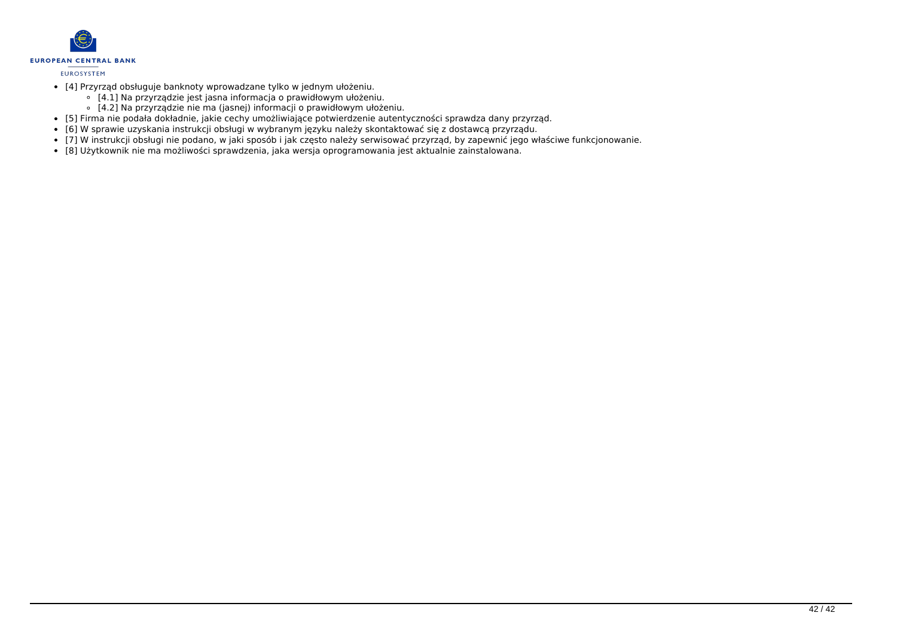- [4] Przyrząd obsługuje banknoty wprowadzane tylko w jednym ułożeniu.
  - [4.1] Na przyrządzie jest jasna informacja o prawidłowym ułożeniu.
  - [4.2] Na przyrządzie nie ma (jasnej) informacji o prawidłowym ułożeniu.
- [5] Firma nie podała dokładnie, jakie cechy umożliwiające potwierdzenie autentyczności sprawdza dany przyrząd.
- [6] W sprawie uzyskania instrukcji obsługi w wybranym języku należy skontaktować się z dostawcą przyrządu.
- [7] W instrukcji obsługi nie podano, w jaki sposób i jak często należy serwisować przyrząd, by zapewnić jego właściwe funkcjonowanie.
- [8] Użytkownik nie ma możliwości sprawdzenia, jaka wersja oprogramowania jest aktualnie zainstalowana.